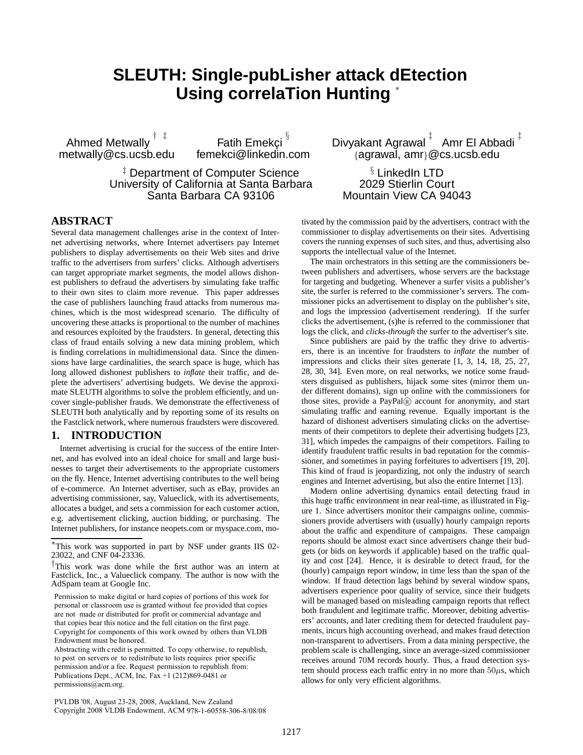# SLEUTH: Single-pubLisher attack dEtection Using correlaTion Hunting [*]

Ahmed Metwally [†] [‡]
metwally@cs.ucsb.edu

Fatih Emekçi [§]
femekci@linkedin.com

Divyakant Agrawal [‡] Amr El Abbadi [‡]
{agrawal, amr}@cs.ucsb.edu

[‡] Department of Computer Science
University of California at Santa Barbara
Santa Barbara CA 93106

[§] LinkedIn LTD
2029 Stierlin Court
Mountain View CA 94043

## ABSTRACT

Several data management challenges arise in the context of Internet advertising networks, where Internet advertisers pay Internet publishers to display advertisements on their Web sites and drive traffic to the advertisers from surfers' clicks. Although advertisers can target appropriate market segments, the model allows dishonest publishers to defraud the advertisers by simulating fake traffic to their own sites to claim more revenue. This paper addresses the case of publishers launching fraud attacks from numerous machines, which is the most widespread scenario. The difficulty of uncovering these attacks is proportional to the number of machines and resources exploited by the fraudsters. In general, detecting this class of fraud entails solving a new data mining problem, which is finding correlations in multidimensional data. Since the dimensions have large cardinalities, the search space is huge, which has long allowed dishonest publishers to *inflate* their traffic, and deplete the advertisers' advertising budgets. We devise the approximate SLEUTH algorithms to solve the problem efficiently, and uncover single-publisher frauds. We demonstrate the effectiveness of SLEUTH both analytically and by reporting some of its results on the Fastclick network, where numerous fraudsters were discovered.

## 1. INTRODUCTION

Internet advertising is crucial for the success of the entire Internet, and has evolved into an ideal choice for small and large businesses to target their advertisements to the appropriate customers on the fly. Hence, Internet advertising contributes to the well being of e-commerce. An Internet advertiser, such as eBay, provides an advertising commissioner, say, Valueclick, with its advertisements, allocates a budget, and sets a commission for each customer action, e.g. advertisement clicking, auction bidding, or purchasing. The Internet publishers, for instance neopets.com or myspace.com, motivated by the commission paid by the advertisers, contract with the commissioner to display advertisements on their sites. Advertising covers the running expenses of such sites, and thus, advertising also supports the intellectual value of the Internet.

The main orchestrators in this setting are the commissioners between publishers and advertisers, whose servers are the backstage for targeting and budgeting. Whenever a surfer visits a publisher's site, the surfer is referred to the commissioner's servers. The commissioner picks an advertisement to display on the publisher's site, and logs the impression (advertisement rendering). If the surfer clicks the advertisement, (s)he is referred to the commissioner that logs the click, and *clicks-through* the surfer to the advertiser's site.

Since publishers are paid by the traffic they drive to advertisers, there is an incentive for fraudsters to *inflate* the number of impressions and clicks their sites generate [1, 3, 14, 18, 25, 27, 28, 30, 34]. Even more, on real networks, we notice some fraudsters disguised as publishers, hijack some sites (mirror them under different domains), sign up online with the commissioners for those sites, provide a PayPal® account for anonymity, and start simulating traffic and earning revenue. Equally important is the hazard of dishonest advertisers simulating clicks on the advertisements of their competitors to deplete their advertising budgets [23, 31], which impedes the campaigns of their competitors. Failing to identify fraudulent traffic results in bad reputation for the commissioner, and sometimes in paying forfeitures to advertisers [19, 20]. This kind of fraud is jeopardizing, not only the industry of search engines and Internet advertising, but also the entire Internet [13].

Modern online advertising dynamics entail detecting fraud in this huge traffic environment in near real-time, as illustrated in Figure 1. Since advertisers monitor their campaigns online, commissioners provide advertisers with (usually) hourly campaign reports about the traffic and expenditure of campaigns. These campaign reports should be almost exact since advertisers change their budgets (or bids on keywords if applicable) based on the traffic quality and cost [24]. Hence, it is desirable to detect fraud, for the (hourly) campaign report window, in time less than the span of the window. If fraud detection lags behind by several window spans, advertisers experience poor quality of service, since their budgets will be managed based on misleading campaign reports that reflect both fraudulent and legitimate traffic. Moreover, debiting advertisers' accounts, and later crediting them for detected fraudulent payments, incurs high accounting overhead, and makes fraud detection non-transparent to advertisers. From a data mining perspective, the problem scale is challenging, since an average-sized commissioner receives around 70M records hourly. Thus, a fraud detection system should process each traffic entry in no more than $50\mu$s, which allows for only very efficient algorithms.

---

[*] This work was supported in part by NSF under grants IIS 02-23022, and CNF 04-23336.

[†] This work was done while the first author was an intern at Fastclick, Inc., a Valueclick company. The author is now with the AdSpam team at Google Inc.

Permission to make digital or hard copies of portions of this work for personal or classroom use is granted without fee provided that copies are not made or distributed for profit or commercial advantage and that copies bear this notice and the full citation on the first page. Copyright for components of this work owned by others than VLDB Endowment must be honored.
Abstracting with credit is permitted. To copy otherwise, to republish, to post on servers or to redistribute to lists requires prior specific permission and/or a fee. Request permission to republish from: Publications Dept., ACM, Inc. Fax +1 (212)869-0481 or permissions@acm.org.

PVLDB '08, August 23-28, 2008, Auckland, New Zealand
Copyright 2008 VLDB Endowment, ACM 978-1-60558-306-8/08/08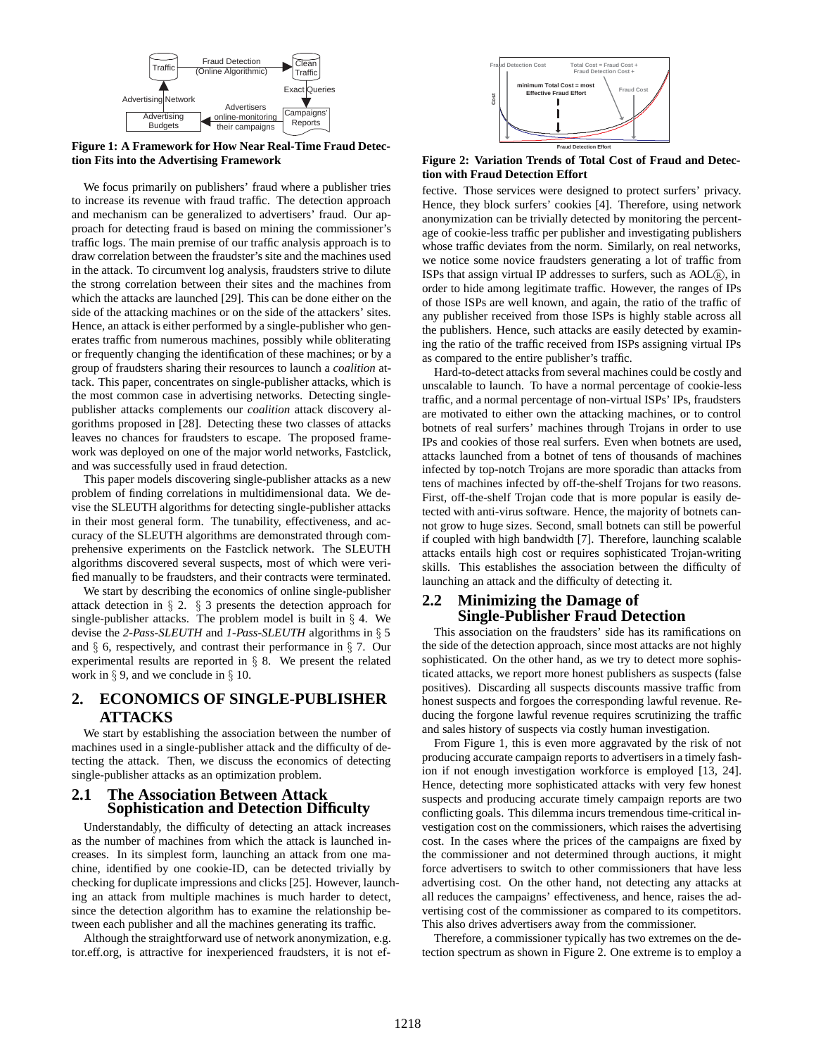Traffic

Fraud Detection (Online Algorithmic)

Clean Traffic

Exact Queries

Advertising Network

Advertising Budgets

Advertisers online-monitoring their campaigns

Campaigns' Reports

**Figure 1: A Framework for How Near Real-Time Fraud Detection Fits into the Advertising Framework**

We focus primarily on publishers' fraud where a publisher tries to increase its revenue with fraud traffic. The detection approach and mechanism can be generalized to advertisers' fraud. Our approach for detecting fraud is based on mining the commissioner's traffic logs. The main premise of our traffic analysis approach is to draw correlation between the fraudster's site and the machines used in the attack. To circumvent log analysis, fraudsters strive to dilute the strong correlation between their sites and the machines from which the attacks are launched [29]. This can be done either on the side of the attacking machines or on the side of the attackers' sites. Hence, an attack is either performed by a single-publisher who generates traffic from numerous machines, possibly while obliterating or frequently changing the identification of these machines; or by a group of fraudsters sharing their resources to launch a *coalition* attack. This paper, concentrates on single-publisher attacks, which is the most common case in advertising networks. Detecting single-publisher attacks complements our *coalition* attack discovery algorithms proposed in [28]. Detecting these two classes of attacks leaves no chances for fraudsters to escape. The proposed framework was deployed on one of the major world networks, Fastclick, and was successfully used in fraud detection.

This paper models discovering single-publisher attacks as a new problem of finding correlations in multidimensional data. We devise the SLEUTH algorithms for detecting single-publisher attacks in their most general form. The tunability, effectiveness, and accuracy of the SLEUTH algorithms are demonstrated through comprehensive experiments on the Fastclick network. The SLEUTH algorithms discovered several suspects, most of which were verified manually to be fraudsters, and their contracts were terminated.

We start by describing the economics of online single-publisher attack detection in § 2. § 3 presents the detection approach for single-publisher attacks. The problem model is built in § 4. We devise the *2-Pass-SLEUTH* and *1-Pass-SLEUTH* algorithms in § 5 and § 6, respectively, and contrast their performance in § 7. Our experimental results are reported in § 8. We present the related work in § 9, and we conclude in § 10.

## 2. ECONOMICS OF SINGLE-PUBLISHER ATTACKS

We start by establishing the association between the number of machines used in a single-publisher attack and the difficulty of detecting the attack. Then, we discuss the economics of detecting single-publisher attacks as an optimization problem.

### 2.1 The Association Between Attack Sophistication and Detection Difficulty

Understandably, the difficulty of detecting an attack increases as the number of machines from which the attack is launched increases. In its simplest form, launching an attack from one machine, identified by one cookie-ID, can be detected trivially by checking for duplicate impressions and clicks [25]. However, launching an attack from multiple machines is much harder to detect, since the detection algorithm has to examine the relationship between each publisher and all the machines generating its traffic.

Although the straightforward use of network anonymization, e.g. tor.eff.org, is attractive for inexperienced fraudsters, it is not effective. Those services were designed to protect surfers' privacy. Hence, they block surfers' cookies [4]. Therefore, using network anonymization can be trivially detected by monitoring the percentage of cookie-less traffic per publisher and investigating publishers whose traffic deviates from the norm. Similarly, on real networks, we notice some novice fraudsters generating a lot of traffic from ISPs that assign virtual IP addresses to surfers, such as AOL®, in order to hide among legitimate traffic. However, the ranges of IPs of those ISPs are well known, and again, the ratio of the traffic of any publisher received from those ISPs is highly stable across all the publishers. Hence, such attacks are easily detected by examining the ratio of the traffic received from ISPs assigning virtual IPs as compared to the entire publisher's traffic.

Hard-to-detect attacks from several machines could be costly and unscalable to launch. To have a normal percentage of cookie-less traffic, and a normal percentage of non-virtual ISPs' IPs, fraudsters are motivated to either own the attacking machines, or to control botnets of real surfers' machines through Trojans in order to use IPs and cookies of those real surfers. Even when botnets are used, attacks launched from a botnet of tens of thousands of machines infected by top-notch Trojans are more sporadic than attacks from tens of machines infected by off-the-shelf Trojans for two reasons. First, off-the-shelf Trojan code that is more popular is easily detected with anti-virus software. Hence, the majority of botnets cannot grow to huge sizes. Second, small botnets can still be powerful if coupled with high bandwidth [7]. Therefore, launching scalable attacks entails high cost or requires sophisticated Trojan-writing skills. This establishes the association between the difficulty of launching an attack and the difficulty of detecting it.

Fraud Detection Cost

Total Cost = Fraud Cost + Fraud Detection Cost +

minimum Total Cost = most Effective Fraud Effort

Fraud Cost

Cost

Fraud Detection Effort

**Figure 2: Variation Trends of Total Cost of Fraud and Detection with Fraud Detection Effort**

### 2.2 Minimizing the Damage of Single-Publisher Fraud Detection

This association on the fraudsters' side has its ramifications on the side of the detection approach, since most attacks are not highly sophisticated. On the other hand, as we try to detect more sophisticated attacks, we report more honest publishers as suspects (false positives). Discarding all suspects discounts massive traffic from honest suspects and forgoes the corresponding lawful revenue. Reducing the forgone lawful revenue requires scrutinizing the traffic and sales history of suspects via costly human investigation.

From Figure 1, this is even more aggravated by the risk of not producing accurate campaign reports to advertisers in a timely fashion if not enough investigation workforce is employed [13, 24]. Hence, detecting more sophisticated attacks with very few honest suspects and producing accurate timely campaign reports are two conflicting goals. This dilemma incurs tremendous time-critical investigation cost on the commissioners, which raises the advertising cost. In the cases where the prices of the campaigns are fixed by the commissioner and not determined through auctions, it might force advertisers to switch to other commissioners that have less advertising cost. On the other hand, not detecting any attacks at all reduces the campaigns' effectiveness, and hence, raises the advertising cost of the commissioner as compared to its competitors. This also drives advertisers away from the commissioner.

Therefore, a commissioner typically has two extremes on the detection spectrum as shown in Figure 2. One extreme is to employ a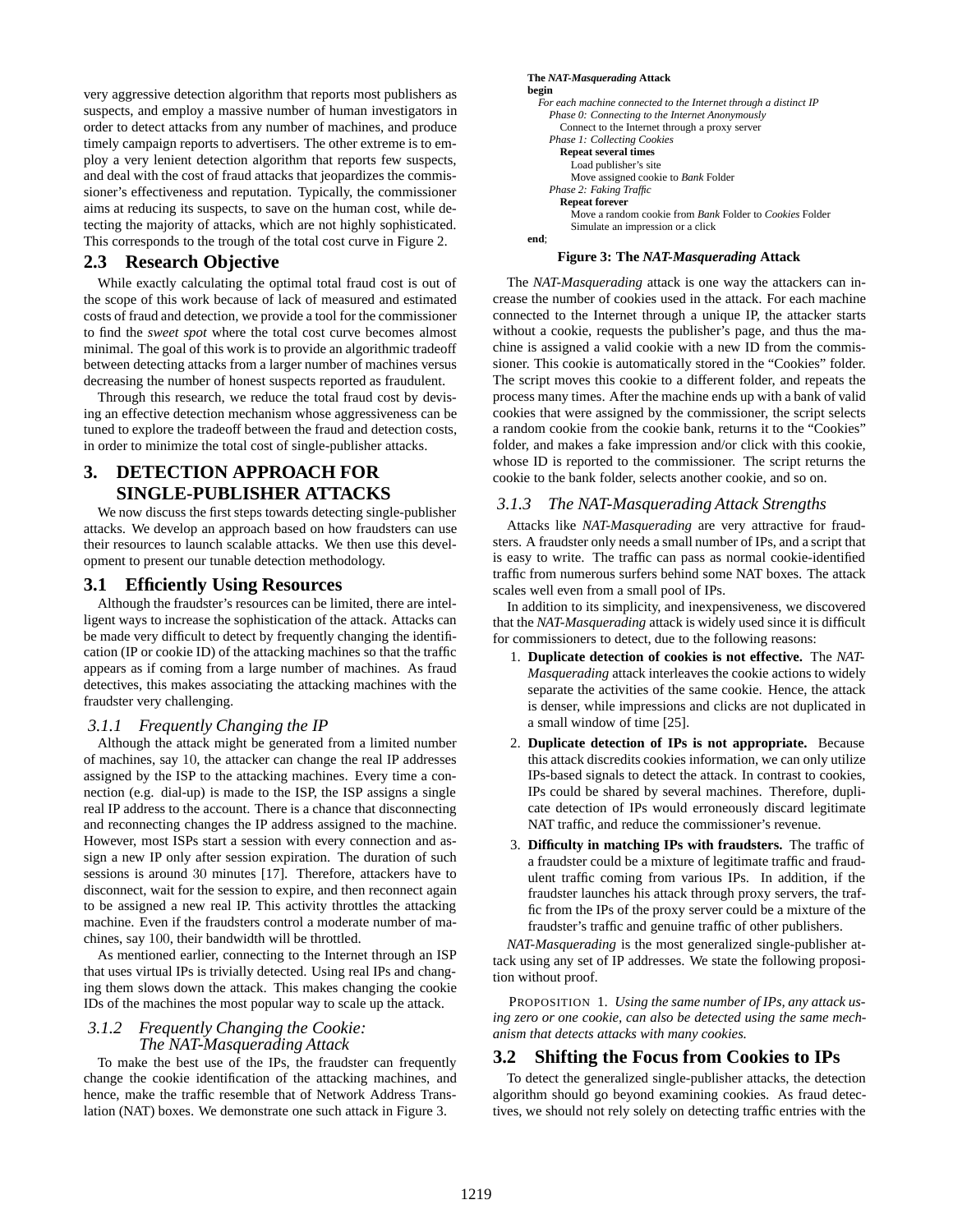very aggressive detection algorithm that reports most publishers as suspects, and employ a massive number of human investigators in order to detect attacks from any number of machines, and produce timely campaign reports to advertisers. The other extreme is to employ a very lenient detection algorithm that reports few suspects, and deal with the cost of fraud attacks that jeopardizes the commissioner's effectiveness and reputation. Typically, the commissioner aims at reducing its suspects, to save on the human cost, while detecting the majority of attacks, which are not highly sophisticated. This corresponds to the trough of the total cost curve in Figure 2.

## 2.3 Research Objective

While exactly calculating the optimal total fraud cost is out of the scope of this work because of lack of measured and estimated costs of fraud and detection, we provide a tool for the commissioner to find the *sweet spot* where the total cost curve becomes almost minimal. The goal of this work is to provide an algorithmic tradeoff between detecting attacks from a larger number of machines versus decreasing the number of honest suspects reported as fraudulent.

Through this research, we reduce the total fraud cost by devising an effective detection mechanism whose aggressiveness can be tuned to explore the tradeoff between the fraud and detection costs, in order to minimize the total cost of single-publisher attacks.

# 3. DETECTION APPROACH FOR SINGLE-PUBLISHER ATTACKS

We now discuss the first steps towards detecting single-publisher attacks. We develop an approach based on how fraudsters can use their resources to launch scalable attacks. We then use this development to present our tunable detection methodology.

## 3.1 Efficiently Using Resources

Although the fraudster's resources can be limited, there are intelligent ways to increase the sophistication of the attack. Attacks can be made very difficult to detect by frequently changing the identification (IP or cookie ID) of the attacking machines so that the traffic appears as if coming from a large number of machines. As fraud detectives, this makes associating the attacking machines with the fraudster very challenging.

### 3.1.1 Frequently Changing the IP

Although the attack might be generated from a limited number of machines, say 10, the attacker can change the real IP addresses assigned by the ISP to the attacking machines. Every time a connection (e.g. dial-up) is made to the ISP, the ISP assigns a single real IP address to the account. There is a chance that disconnecting and reconnecting changes the IP address assigned to the machine. However, most ISPs start a session with every connection and assign a new IP only after session expiration. The duration of such sessions is around 30 minutes [17]. Therefore, attackers have to disconnect, wait for the session to expire, and then reconnect again to be assigned a new real IP. This activity throttles the attacking machine. Even if the fraudsters control a moderate number of machines, say 100, their bandwidth will be throttled.

As mentioned earlier, connecting to the Internet through an ISP that uses virtual IPs is trivially detected. Using real IPs and changing them slows down the attack. This makes changing the cookie IDs of the machines the most popular way to scale up the attack.

### 3.1.2 Frequently Changing the Cookie: The NAT-Masquerading Attack

To make the best use of the IPs, the fraudster can frequently change the cookie identification of the attacking machines, and hence, make the traffic resemble that of Network Address Translation (NAT) boxes. We demonstrate one such attack in Figure 3.

```
The NAT-Masquerading Attack
begin
  For each machine connected to the Internet through a distinct IP
    Phase 0: Connecting to the Internet Anonymously
      Connect to the Internet through a proxy server
    Phase 1: Collecting Cookies
      Repeat several times
        Load publisher's site
        Move assigned cookie to Bank Folder
    Phase 2: Faking Traffic
      Repeat forever
        Move a random cookie from Bank Folder to Cookies Folder
        Simulate an impression or a click
end;
```

**Figure 3: The *NAT-Masquerading* Attack**

The *NAT-Masquerading* attack is one way the attackers can increase the number of cookies used in the attack. For each machine connected to the Internet through a unique IP, the attacker starts without a cookie, requests the publisher's page, and thus the machine is assigned a valid cookie with a new ID from the commissioner. This cookie is automatically stored in the "Cookies" folder. The script moves this cookie to a different folder, and repeats the process many times. After the machine ends up with a bank of valid cookies that were assigned by the commissioner, the script selects a random cookie from the cookie bank, returns it to the "Cookies" folder, and makes a fake impression and/or click with this cookie, whose ID is reported to the commissioner. The script returns the cookie to the bank folder, selects another cookie, and so on.

### 3.1.3 The NAT-Masquerading Attack Strengths

Attacks like *NAT-Masquerading* are very attractive for fraudsters. A fraudster only needs a small number of IPs, and a script that is easy to write. The traffic can pass as normal cookie-identified traffic from numerous surfers behind some NAT boxes. The attack scales well even from a small pool of IPs.

In addition to its simplicity, and inexpensiveness, we discovered that the *NAT-Masquerading* attack is widely used since it is difficult for commissioners to detect, due to the following reasons:

1. **Duplicate detection of cookies is not effective.** The *NAT-Masquerading* attack interleaves the cookie actions to widely separate the activities of the same cookie. Hence, the attack is denser, while impressions and clicks are not duplicated in a small window of time [25].
2. **Duplicate detection of IPs is not appropriate.** Because this attack discredits cookies information, we can only utilize IPs-based signals to detect the attack. In contrast to cookies, IPs could be shared by several machines. Therefore, duplicate detection of IPs would erroneously discard legitimate NAT traffic, and reduce the commissioner's revenue.
3. **Difficulty in matching IPs with fraudsters.** The traffic of a fraudster could be a mixture of legitimate traffic and fraudulent traffic coming from various IPs. In addition, if the fraudster launches his attack through proxy servers, the traffic from the IPs of the proxy server could be a mixture of the fraudster's traffic and genuine traffic of other publishers.

*NAT-Masquerading* is the most generalized single-publisher attack using any set of IP addresses. We state the following proposition without proof.

PROPOSITION 1. *Using the same number of IPs, any attack using zero or one cookie, can also be detected using the same mechanism that detects attacks with many cookies.*

## 3.2 Shifting the Focus from Cookies to IPs

To detect the generalized single-publisher attacks, the detection algorithm should go beyond examining cookies. As fraud detectives, we should not rely solely on detecting traffic entries with the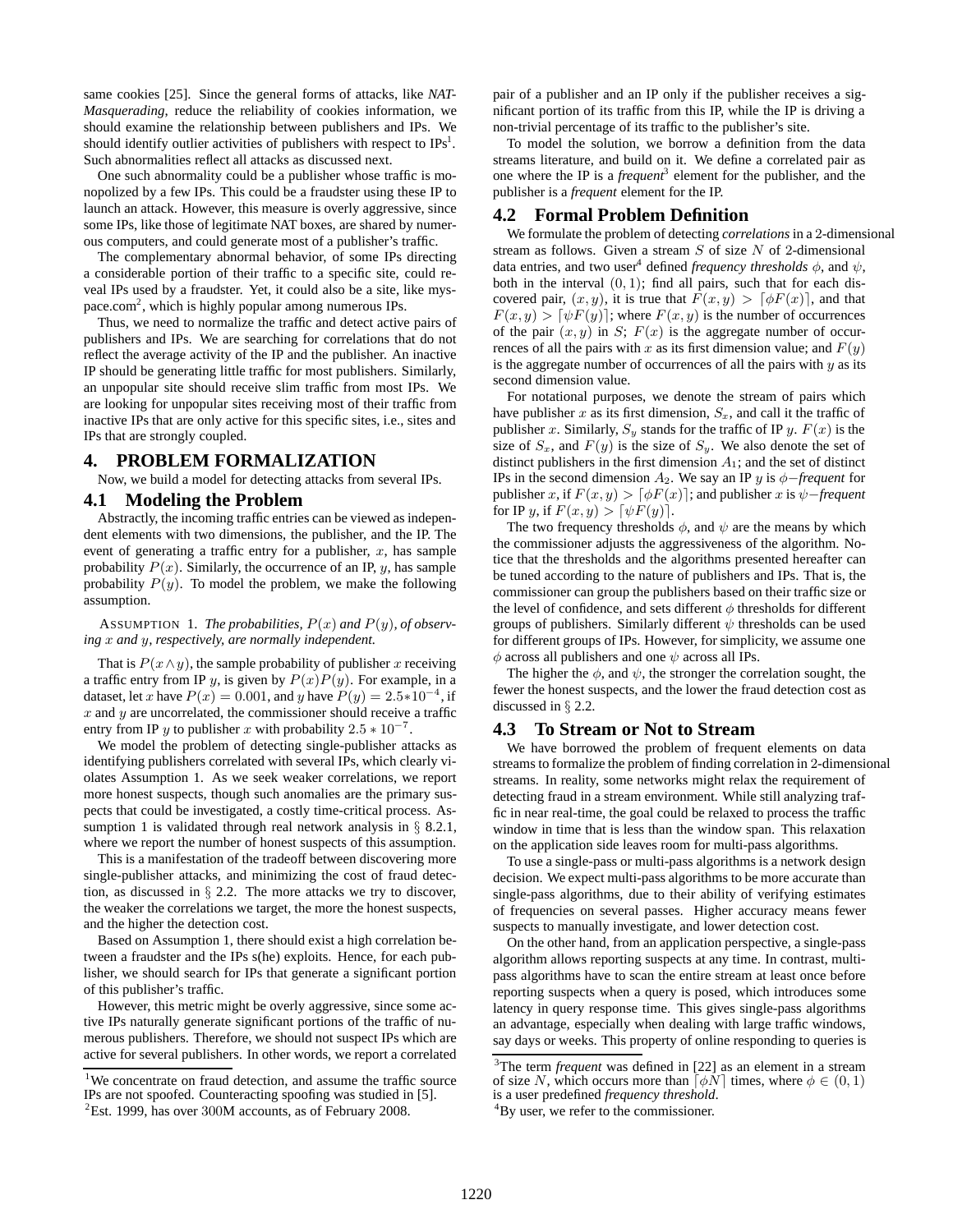same cookies [25]. Since the general forms of attacks, like *NAT-Masquerading*, reduce the reliability of cookies information, we should examine the relationship between publishers and IPs. We should identify outlier activities of publishers with respect to IPs[1]. Such abnormalities reflect all attacks as discussed next.

One such abnormality could be a publisher whose traffic is monopolized by a few IPs. This could be a fraudster using these IP to launch an attack. However, this measure is overly aggressive, since some IPs, like those of legitimate NAT boxes, are shared by numerous computers, and could generate most of a publisher's traffic.

The complementary abnormal behavior, of some IPs directing a considerable portion of their traffic to a specific site, could reveal IPs used by a fraudster. Yet, it could also be a site, like myspace.com[2], which is highly popular among numerous IPs.

Thus, we need to normalize the traffic and detect active pairs of publishers and IPs. We are searching for correlations that do not reflect the average activity of the IP and the publisher. An inactive IP should be generating little traffic for most publishers. Similarly, an unpopular site should receive slim traffic from most IPs. We are looking for unpopular sites receiving most of their traffic from inactive IPs that are only active for this specific sites, i.e., sites and IPs that are strongly coupled.

# 4. PROBLEM FORMALIZATION

Now, we build a model for detecting attacks from several IPs.

## 4.1 Modeling the Problem

Abstractly, the incoming traffic entries can be viewed as independent elements with two dimensions, the publisher, and the IP. The event of generating a traffic entry for a publisher, $x$, has sample probability $P(x)$. Similarly, the occurrence of an IP, $y$, has sample probability $P(y)$. To model the problem, we make the following assumption.

ASSUMPTION 1. *The probabilities, $P(x)$ and $P(y)$, of observing $x$ and $y$, respectively, are normally independent.*

That is $P(x \wedge y)$, the sample probability of publisher $x$ receiving a traffic entry from IP $y$, is given by $P(x)P(y)$. For example, in a dataset, let $x$ have $P(x) = 0.001$, and $y$ have $P(y) = 2.5*10^{-4}$, if $x$ and $y$ are uncorrelated, the commissioner should receive a traffic entry from IP $y$ to publisher $x$ with probability $2.5 * 10^{-7}$.

We model the problem of detecting single-publisher attacks as identifying publishers correlated with several IPs, which clearly violates Assumption 1. As we seek weaker correlations, we report more honest suspects, though such anomalies are the primary suspects that could be investigated, a costly time-critical process. Assumption 1 is validated through real network analysis in § 8.2.1, where we report the number of honest suspects of this assumption.

This is a manifestation of the tradeoff between discovering more single-publisher attacks, and minimizing the cost of fraud detection, as discussed in § 2.2. The more attacks we try to discover, the weaker the correlations we target, the more the honest suspects, and the higher the detection cost.

Based on Assumption 1, there should exist a high correlation between a fraudster and the IPs s(he) exploits. Hence, for each publisher, we should search for IPs that generate a significant portion of this publisher's traffic.

However, this metric might be overly aggressive, since some active IPs naturally generate significant portions of the traffic of numerous publishers. Therefore, we should not suspect IPs which are active for several publishers. In other words, we report a correlated pair of a publisher and an IP only if the publisher receives a significant portion of its traffic from this IP, while the IP is driving a non-trivial percentage of its traffic to the publisher's site.

To model the solution, we borrow a definition from the data streams literature, and build on it. We define a correlated pair as one where the IP is a *frequent*[3] element for the publisher, and the publisher is a *frequent* element for the IP.

## 4.2 Formal Problem Definition

We formulate the problem of detecting *correlations* in a 2-dimensional stream as follows. Given a stream $S$ of size $N$ of 2-dimensional data entries, and two user[4] defined *frequency thresholds* $\phi$, and $\psi$, both in the interval $(0, 1)$; find all pairs, such that for each discovered pair, $(x, y)$, it is true that $F(x, y) > \lceil \phi F(x) \rceil$, and that $F(x, y) > \lceil \psi F(y) \rceil$; where $F(x, y)$ is the number of occurrences of the pair $(x, y)$ in $S$; $F(x)$ is the aggregate number of occurrences of all the pairs with $x$ as its first dimension value; and $F(y)$ is the aggregate number of occurrences of all the pairs with $y$ as its second dimension value.

For notational purposes, we denote the stream of pairs which have publisher $x$ as its first dimension, $S_x$, and call it the traffic of publisher $x$. Similarly, $S_y$ stands for the traffic of IP $y$. $F(x)$ is the size of $S_x$, and $F(y)$ is the size of $S_y$. We also denote the set of distinct publishers in the first dimension $A_1$; and the set of distinct IPs in the second dimension $A_2$. We say an IP $y$ is $\phi-$*frequent* for publisher $x$, if $F(x, y) > \lceil \phi F(x) \rceil$; and publisher $x$ is $\psi-$*frequent* for IP $y$, if $F(x, y) > \lceil \psi F(y) \rceil$.

The two frequency thresholds $\phi$, and $\psi$ are the means by which the commissioner adjusts the aggressiveness of the algorithm. Notice that the thresholds and the algorithms presented hereafter can be tuned according to the nature of publishers and IPs. That is, the commissioner can group the publishers based on their traffic size or the level of confidence, and sets different $\phi$ thresholds for different groups of publishers. Similarly different $\psi$ thresholds can be used for different groups of IPs. However, for simplicity, we assume one $\phi$ across all publishers and one $\psi$ across all IPs.

The higher the $\phi$, and $\psi$, the stronger the correlation sought, the fewer the honest suspects, and the lower the fraud detection cost as discussed in § 2.2.

## 4.3 To Stream or Not to Stream

We have borrowed the problem of frequent elements on data streams to formalize the problem of finding correlation in 2-dimensional streams. In reality, some networks might relax the requirement of detecting fraud in a stream environment. While still analyzing traffic in near real-time, the goal could be relaxed to process the traffic window in time that is less than the window span. This relaxation on the application side leaves room for multi-pass algorithms.

To use a single-pass or multi-pass algorithms is a network design decision. We expect multi-pass algorithms to be more accurate than single-pass algorithms, due to their ability of verifying estimates of frequencies on several passes. Higher accuracy means fewer suspects to manually investigate, and lower detection cost.

On the other hand, from an application perspective, a single-pass algorithm allows reporting suspects at any time. In contrast, multi-pass algorithms have to scan the entire stream at least once before reporting suspects when a query is posed, which introduces some latency in query response time. This gives single-pass algorithms an advantage, especially when dealing with large traffic windows, say days or weeks. This property of online responding to queries is

---

[1] We concentrate on fraud detection, and assume the traffic source IPs are not spoofed. Counteracting spoofing was studied in [5].

[2] Est. 1999, has over 300M accounts, as of February 2008.

[3] The term *frequent* was defined in [22] as an element in a stream of size $N$, which occurs more than $\lceil \phi N \rceil$ times, where $\phi \in (0, 1)$ is a user predefined *frequency threshold*.

[4] By user, we refer to the commissioner.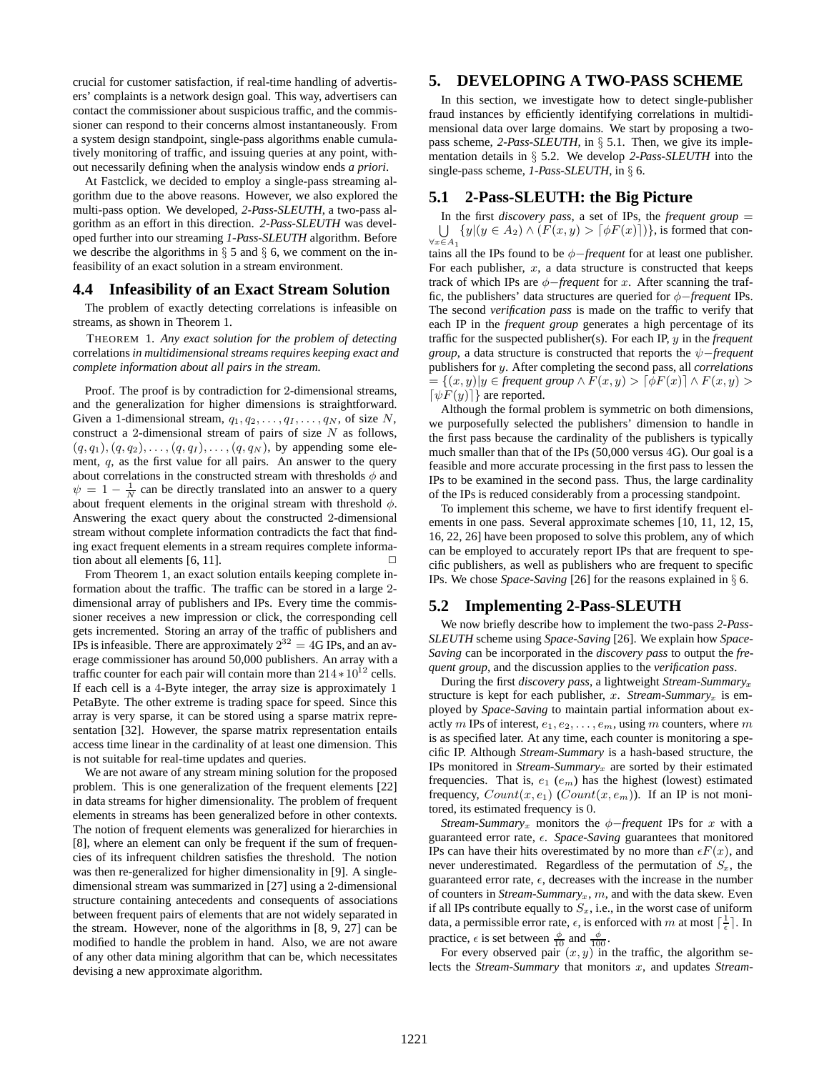crucial for customer satisfaction, if real-time handling of advertisers' complaints is a network design goal. This way, advertisers can contact the commissioner about suspicious traffic, and the commissioner can respond to their concerns almost instantaneously. From a system design standpoint, single-pass algorithms enable cumulatively monitoring of traffic, and issuing queries at any point, without necessarily defining when the analysis window ends *a priori*.

At Fastclick, we decided to employ a single-pass streaming algorithm due to the above reasons. However, we also explored the multi-pass option. We developed, *2-Pass-SLEUTH*, a two-pass algorithm as an effort in this direction. *2-Pass-SLEUTH* was developed further into our streaming *1-Pass-SLEUTH* algorithm. Before we describe the algorithms in § 5 and § 6, we comment on the infeasibility of an exact solution in a stream environment.

### 4.4 Infeasibility of an Exact Stream Solution

The problem of exactly detecting correlations is infeasible on streams, as shown in Theorem 1.

THEOREM 1. *Any exact solution for the problem of detecting* correlations *in multidimensional streams requires keeping exact and complete information about all pairs in the stream.*

Proof. The proof is by contradiction for 2-dimensional streams, and the generalization for higher dimensions is straightforward. Given a 1-dimensional stream, $q_1, q_2, \ldots, q_I, \ldots, q_N$, of size $N$, construct a 2-dimensional stream of pairs of size $N$ as follows, $(q, q_1), (q, q_2), \ldots, (q, q_I), \ldots, (q, q_N)$, by appending some element, $q$, as the first value for all pairs. An answer to the query about correlations in the constructed stream with thresholds $\phi$ and $\psi = 1 - \frac{1}{N}$ can be directly translated into an answer to a query about frequent elements in the original stream with threshold $\phi$. Answering the exact query about the constructed 2-dimensional stream without complete information contradicts the fact that finding exact frequent elements in a stream requires complete information about all elements [6, 11]. □

From Theorem 1, an exact solution entails keeping complete information about the traffic. The traffic can be stored in a large 2-dimensional array of publishers and IPs. Every time the commissioner receives a new impression or click, the corresponding cell gets incremented. Storing an array of the traffic of publishers and IPs is infeasible. There are approximately $2^{32} = 4$G IPs, and an average commissioner has around 50,000 publishers. An array with a traffic counter for each pair will contain more than $214 * 10^{12}$ cells. If each cell is a 4-Byte integer, the array size is approximately 1 PetaByte. The other extreme is trading space for speed. Since this array is very sparse, it can be stored using a sparse matrix representation [32]. However, the sparse matrix representation entails access time linear in the cardinality of at least one dimension. This is not suitable for real-time updates and queries.

We are not aware of any stream mining solution for the proposed problem. This is one generalization of the frequent elements [22] in data streams for higher dimensionality. The problem of frequent elements in streams has been generalized before in other contexts. The notion of frequent elements was generalized for hierarchies in [8], where an element can only be frequent if the sum of frequencies of its infrequent children satisfies the threshold. The notion was then re-generalized for higher dimensionality in [9]. A single-dimensional stream was summarized in [27] using a 2-dimensional structure containing antecedents and consequents of associations between frequent pairs of elements that are not widely separated in the stream. However, none of the algorithms in [8, 9, 27] can be modified to handle the problem in hand. Also, we are not aware of any other data mining algorithm that can be, which necessitates devising a new approximate algorithm.

## 5. DEVELOPING A TWO-PASS SCHEME

In this section, we investigate how to detect single-publisher fraud instances by efficiently identifying correlations in multidimensional data over large domains. We start by proposing a two-pass scheme, *2-Pass-SLEUTH*, in § 5.1. Then, we give its implementation details in § 5.2. We develop *2-Pass-SLEUTH* into the single-pass scheme, *1-Pass-SLEUTH*, in § 6.

### 5.1 2-Pass-SLEUTH: the Big Picture

In the first *discovery pass*, a set of IPs, the *frequent group* $= \bigcup_{\forall x \in A_1} \{y | (y \in A_2) \wedge (F(x, y) > \lceil \phi F(x) \rceil)\}$, is formed that contains all the IPs found to be $\phi-$*frequent* for at least one publisher. For each publisher, $x$, a data structure is constructed that keeps track of which IPs are $\phi-$*frequent* for $x$. After scanning the traffic, the publishers' data structures are queried for $\phi-$*frequent* IPs. The second *verification pass* is made on the traffic to verify that each IP in the *frequent group* generates a high percentage of its traffic for the suspected publisher(s). For each IP, $y$ in the *frequent group*, a data structure is constructed that reports the $\psi-$*frequent* publishers for $y$. After completing the second pass, all *correlations* $= \{(x, y) | y \in$ *frequent group* $\wedge F(x, y) > \lceil \phi F(x) \rceil \wedge F(x, y) > \lceil \psi F(y) \rceil\}$ are reported.

Although the formal problem is symmetric on both dimensions, we purposefully selected the publishers' dimension to handle in the first pass because the cardinality of the publishers is typically much smaller than that of the IPs (50,000 versus 4G). Our goal is a feasible and more accurate processing in the first pass to lessen the IPs to be examined in the second pass. Thus, the large cardinality of the IPs is reduced considerably from a processing standpoint.

To implement this scheme, we have to first identify frequent elements in one pass. Several approximate schemes [10, 11, 12, 15, 16, 22, 26] have been proposed to solve this problem, any of which can be employed to accurately report IPs that are frequent to specific publishers, as well as publishers who are frequent to specific IPs. We chose *Space-Saving* [26] for the reasons explained in § 6.

### 5.2 Implementing 2-Pass-SLEUTH

We now briefly describe how to implement the two-pass *2-Pass-SLEUTH* scheme using *Space-Saving* [26]. We explain how *Space-Saving* can be incorporated in the *discovery pass* to output the *frequent group*, and the discussion applies to the *verification pass*.

During the first *discovery pass*, a lightweight *Stream-Summary*$_x$ structure is kept for each publisher, $x$. *Stream-Summary*$_x$ is employed by *Space-Saving* to maintain partial information about exactly $m$ IPs of interest, $e_1, e_2, \ldots, e_m$, using $m$ counters, where $m$ is as specified later. At any time, each counter is monitoring a specific IP. Although *Stream-Summary* is a hash-based structure, the IPs monitored in *Stream-Summary*$_x$ are sorted by their estimated frequencies. That is, $e_1$ ($e_m$) has the highest (lowest) estimated frequency, $Count(x, e_1)$ ($Count(x, e_m)$). If an IP is not monitored, its estimated frequency is 0.

*Stream-Summary*$_x$ monitors the $\phi-$*frequent* IPs for $x$ with a guaranteed error rate, $\epsilon$. *Space-Saving* guarantees that monitored IPs can have their hits overestimated by no more than $\epsilon F(x)$, and never underestimated. Regardless of the permutation of $S_x$, the guaranteed error rate, $\epsilon$, decreases with the increase in the number of counters in *Stream-Summary*$_x$, $m$, and with the data skew. Even if all IPs contribute equally to $S_x$, i.e., in the worst case of uniform data, a permissible error rate, $\epsilon$, is enforced with $m$ at most $\lceil \frac{1}{\epsilon} \rceil$. In practice, $\epsilon$ is set between $\frac{\phi}{10}$ and $\frac{\phi}{100}$.

For every observed pair $(x, y)$ in the traffic, the algorithm selects the *Stream-Summary* that monitors $x$, and updates *Stream-*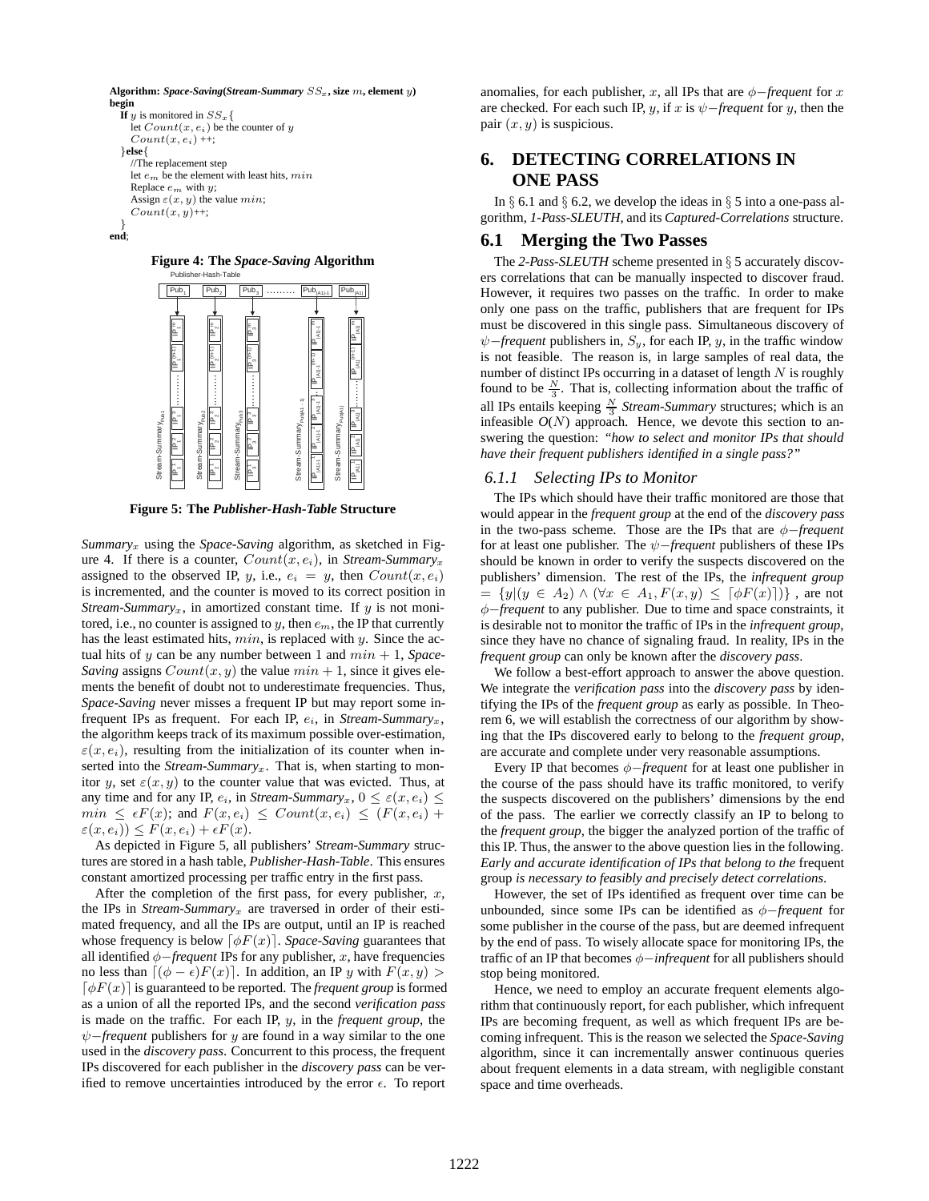```
Algorithm: Space-Saving(Stream-Summary SS_x, size m, element y)
begin
  If y is monitored in SS_x{
    let Count(x, e_i) be the counter of y
    Count(x, e_i) ++;
  }else{
    //The replacement step
    let e_m be the element with least hits, min
    Replace e_m with y;
    Assign ε(x, y) the value min;
    Count(x, y)++;
  }
end;
```

**Figure 4: The *Space-Saving* Algorithm**

**Figure 5: The *Publisher-Hash-Table* Structure**

*Summary*$_x$ using the *Space-Saving* algorithm, as sketched in Figure 4. If there is a counter, $Count(x, e_i)$, in *Stream-Summary*$_x$ assigned to the observed IP, $y$, i.e., $e_i = y$, then $Count(x, e_i)$ is incremented, and the counter is moved to its correct position in *Stream-Summary*$_x$, in amortized constant time. If $y$ is not monitored, i.e., no counter is assigned to $y$, then $e_m$, the IP that currently has the least estimated hits, $min$, is replaced with $y$. Since the actual hits of $y$ can be any number between 1 and $min + 1$, *Space-Saving* assigns $Count(x, y)$ the value $min + 1$, since it gives elements the benefit of doubt not to underestimate frequencies. Thus, *Space-Saving* never misses a frequent IP but may report some infrequent IPs as frequent. For each IP, $e_i$, in *Stream-Summary*$_x$, the algorithm keeps track of its maximum possible over-estimation, $\varepsilon(x, e_i)$, resulting from the initialization of its counter when inserted into the *Stream-Summary*$_x$. That is, when starting to monitor $y$, set $\varepsilon(x, y)$ to the counter value that was evicted. Thus, at any time and for any IP, $e_i$, in *Stream-Summary*$_x$, $0 \leq \varepsilon(x, e_i) \leq min \leq \epsilon F(x)$; and $F(x, e_i) \leq Count(x, e_i) \leq (F(x, e_i) + \varepsilon(x, e_i)) \leq F(x, e_i) + \epsilon F(x)$.

As depicted in Figure 5, all publishers' *Stream-Summary* structures are stored in a hash table, *Publisher-Hash-Table*. This ensures constant amortized processing per traffic entry in the first pass.

After the completion of the first pass, for every publisher, $x$, the IPs in *Stream-Summary*$_x$ are traversed in order of their estimated frequency, and all the IPs are output, until an IP is reached whose frequency is below $\lceil \phi F(x) \rceil$. *Space-Saving* guarantees that all identified $\phi-$*frequent* IPs for any publisher, $x$, have frequencies no less than $\lceil (\phi - \epsilon)F(x) \rceil$. In addition, an IP $y$ with $F(x, y) > \lceil \phi F(x) \rceil$ is guaranteed to be reported. The *frequent group* is formed as a union of all the reported IPs, and the second *verification pass* is made on the traffic. For each IP, $y$, in the *frequent group*, the $\psi-$*frequent* publishers for $y$ are found in a way similar to the one used in the *discovery pass*. Concurrent to this process, the frequent IPs discovered for each publisher in the *discovery pass* can be verified to remove uncertainties introduced by the error $\epsilon$. To report anomalies, for each publisher, $x$, all IPs that are $\phi-$*frequent* for $x$ are checked. For each such IP, $y$, if $x$ is $\psi-$*frequent* for $y$, then the pair $(x, y)$ is suspicious.

## 6. DETECTING CORRELATIONS IN ONE PASS

In § 6.1 and § 6.2, we develop the ideas in § 5 into a one-pass algorithm, *1-Pass-SLEUTH*, and its *Captured-Correlations* structure.

### 6.1 Merging the Two Passes

The *2-Pass-SLEUTH* scheme presented in § 5 accurately discovers correlations that can be manually inspected to discover fraud. However, it requires two passes on the traffic. In order to make only one pass on the traffic, publishers that are frequent for IPs must be discovered in this single pass. Simultaneous discovery of $\psi-$*frequent* publishers in, $S_y$, for each IP, $y$, in the traffic window is not feasible. The reason is, in large samples of real data, the number of distinct IPs occurring in a dataset of length $N$ is roughly found to be $\frac{N}{3}$. That is, collecting information about the traffic of all IPs entails keeping $\frac{N}{3}$ *Stream-Summary* structures; which is an infeasible *O*($N$) approach. Hence, we devote this section to answering the question: *"how to select and monitor IPs that should have their frequent publishers identified in a single pass?"*

#### 6.1.1 Selecting IPs to Monitor

The IPs which should have their traffic monitored are those that would appear in the *frequent group* at the end of the *discovery pass* in the two-pass scheme. Those are the IPs that are $\phi-$*frequent* for at least one publisher. The $\psi-$*frequent* publishers of these IPs should be known in order to verify the suspects discovered on the publishers' dimension. The rest of the IPs, the *infrequent group* $= \{y|(y \in A_2) \wedge (\forall x \in A_1, F(x, y) \leq \lceil \phi F(x) \rceil)\}$, are not $\phi-$*frequent* to any publisher. Due to time and space constraints, it is desirable not to monitor the traffic of IPs in the *infrequent group*, since they have no chance of signaling fraud. In reality, IPs in the *frequent group* can only be known after the *discovery pass*.

We follow a best-effort approach to answer the above question. We integrate the *verification pass* into the *discovery pass* by identifying the IPs of the *frequent group* as early as possible. In Theorem 6, we will establish the correctness of our algorithm by showing that the IPs discovered early to belong to the *frequent group*, are accurate and complete under very reasonable assumptions.

Every IP that becomes $\phi-$*frequent* for at least one publisher in the course of the pass should have its traffic monitored, to verify the suspects discovered on the publishers' dimensions by the end of the pass. The earlier we correctly classify an IP to belong to the *frequent group*, the bigger the analyzed portion of the traffic of this IP. Thus, the answer to the above question lies in the following. *Early and accurate identification of IPs that belong to the* frequent group *is necessary to feasibly and precisely detect correlations.*

However, the set of IPs identified as frequent over time can be unbounded, since some IPs can be identified as $\phi-$*frequent* for some publisher in the course of the pass, but are deemed infrequent by the end of pass. To wisely allocate space for monitoring IPs, the traffic of an IP that becomes $\phi-$*infrequent* for all publishers should stop being monitored.

Hence, we need to employ an accurate frequent elements algorithm that continuously report, for each publisher, which infrequent IPs are becoming frequent, as well as which frequent IPs are becoming infrequent. This is the reason we selected the *Space-Saving* algorithm, since it can incrementally answer continuous queries about frequent elements in a data stream, with negligible constant space and time overheads.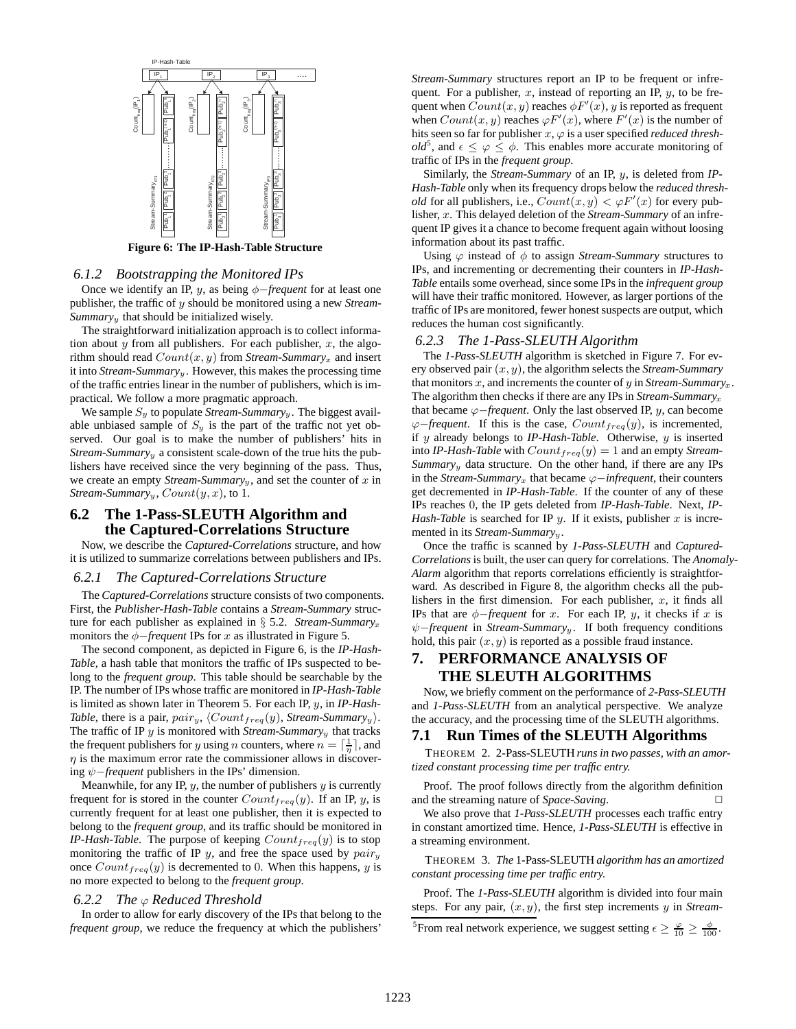Figure 6: The IP-Hash-Table Structure

### 6.1.2 Bootstrapping the Monitored IPs

Once we identify an IP, $y$, as being $\phi-$*frequent* for at least one publisher, the traffic of $y$ should be monitored using a new *Stream-Summary*$_y$ that should be initialized wisely.

The straightforward initialization approach is to collect information about $y$ from all publishers. For each publisher, $x$, the algorithm should read $Count(x, y)$ from *Stream-Summary*$_x$ and insert it into *Stream-Summary*$_y$. However, this makes the processing time of the traffic entries linear in the number of publishers, which is impractical. We follow a more pragmatic approach.

We sample $S_y$ to populate *Stream-Summary*$_y$. The biggest available unbiased sample of $S_y$ is the part of the traffic not yet observed. Our goal is to make the number of publishers' hits in *Stream-Summary*$_y$ a consistent scale-down of the true hits the publishers have received since the very beginning of the pass. Thus, we create an empty *Stream-Summary*$_y$, and set the counter of $x$ in *Stream-Summary*$_y$, $Count(y, x)$, to 1.

## 6.2 The 1-Pass-SLEUTH Algorithm and the Captured-Correlations Structure

Now, we describe the *Captured-Correlations* structure, and how it is utilized to summarize correlations between publishers and IPs.

### 6.2.1 The Captured-Correlations Structure

The *Captured-Correlations* structure consists of two components. First, the *Publisher-Hash-Table* contains a *Stream-Summary* structure for each publisher as explained in § 5.2. *Stream-Summary*$_x$ monitors the $\phi-$*frequent* IPs for $x$ as illustrated in Figure 5.

The second component, as depicted in Figure 6, is the *IP-Hash-Table*, a hash table that monitors the traffic of IPs suspected to belong to the *frequent group*. This table should be searchable by the IP. The number of IPs whose traffic are monitored in *IP-Hash-Table* is limited as shown later in Theorem 5. For each IP, $y$, in *IP-Hash-Table*, there is a pair, $pair_y$, $\langle Count_{freq}(y)$, *Stream-Summary*$_y\rangle$. The traffic of IP $y$ is monitored with *Stream-Summary*$_y$ that tracks the frequent publishers for $y$ using $n$ counters, where $n = \lceil \frac{1}{\eta} \rceil$, and $\eta$ is the maximum error rate the commissioner allows in discovering $\psi-$*frequent* publishers in the IPs' dimension.

Meanwhile, for any IP, $y$, the number of publishers $y$ is currently frequent for is stored in the counter $Count_{freq}(y)$. If an IP, $y$, is currently frequent for at least one publisher, then it is expected to belong to the *frequent group*, and its traffic should be monitored in *IP-Hash-Table*. The purpose of keeping $Count_{freq}(y)$ is to stop monitoring the traffic of IP $y$, and free the space used by $pair_y$ once $Count_{freq}(y)$ is decremented to 0. When this happens, $y$ is no more expected to belong to the *frequent group*.

### 6.2.2 The $\varphi$ Reduced Threshold

In order to allow for early discovery of the IPs that belong to the *frequent group*, we reduce the frequency at which the publishers' *Stream-Summary* structures report an IP to be frequent or infrequent. For a publisher, $x$, instead of reporting an IP, $y$, to be frequent when $Count(x, y)$ reaches $\phi F'(x)$, $y$ is reported as frequent when $Count(x, y)$ reaches $\varphi F'(x)$, where $F'(x)$ is the number of hits seen so far for publisher $x$, $\varphi$ is a user specified *reduced threshold*[5], and $\epsilon \leq \varphi \leq \phi$. This enables more accurate monitoring of traffic of IPs in the *frequent group*.

Similarly, the *Stream-Summary* of an IP, $y$, is deleted from *IP-Hash-Table* only when its frequency drops below the *reduced threshold* for all publishers, i.e., $Count(x, y) < \varphi F'(x)$ for every publisher, $x$. This delayed deletion of the *Stream-Summary* of an infrequent IP gives it a chance to become frequent again without loosing information about its past traffic.

Using $\varphi$ instead of $\phi$ to assign *Stream-Summary* structures to IPs, and incrementing or decrementing their counters in *IP-Hash-Table* entails some overhead, since some IPs in the *infrequent group* will have their traffic monitored. However, as larger portions of the traffic of IPs are monitored, fewer honest suspects are output, which reduces the human cost significantly.

### 6.2.3 The 1-Pass-SLEUTH Algorithm

The *1-Pass-SLEUTH* algorithm is sketched in Figure 7. For every observed pair $(x, y)$, the algorithm selects the *Stream-Summary* that monitors $x$, and increments the counter of $y$ in *Stream-Summary*$_x$. The algorithm then checks if there are any IPs in *Stream-Summary*$_x$ that became $\varphi-$*frequent*. Only the last observed IP, $y$, can become $\varphi-$*frequent*. If this is the case, $Count_{freq}(y)$, is incremented, if $y$ already belongs to *IP-Hash-Table*. Otherwise, $y$ is inserted into *IP-Hash-Table* with $Count_{freq}(y) = 1$ and an empty *Stream-Summary*$_y$ data structure. On the other hand, if there are any IPs in the *Stream-Summary*$_x$ that became $\varphi-$*infrequent*, their counters get decremented in *IP-Hash-Table*. If the counter of any of these IPs reaches 0, the IP gets deleted from *IP-Hash-Table*. Next, *IP-Hash-Table* is searched for IP $y$. If it exists, publisher $x$ is incremented in its *Stream-Summary*$_y$.

Once the traffic is scanned by *1-Pass-SLEUTH* and *Captured-Correlations* is built, the user can query for correlations. The *Anomaly-Alarm* algorithm that reports correlations efficiently is straightforward. As described in Figure 8, the algorithm checks all the publishers in the first dimension. For each publisher, $x$, it finds all IPs that are $\phi-$*frequent* for $x$. For each IP, $y$, it checks if $x$ is $\psi-$*frequent* in *Stream-Summary*$_y$. If both frequency conditions hold, this pair $(x, y)$ is reported as a possible fraud instance.

# 7. PERFORMANCE ANALYSIS OF THE SLEUTH ALGORITHMS

Now, we briefly comment on the performance of *2-Pass-SLEUTH* and *1-Pass-SLEUTH* from an analytical perspective. We analyze the accuracy, and the processing time of the SLEUTH algorithms.

## 7.1 Run Times of the SLEUTH Algorithms

THEOREM 2. 2-Pass-SLEUTH *runs in two passes, with an amortized constant processing time per traffic entry.*

Proof. The proof follows directly from the algorithm definition and the streaming nature of *Space-Saving*. □

We also prove that *1-Pass-SLEUTH* processes each traffic entry in constant amortized time. Hence, *1-Pass-SLEUTH* is effective in a streaming environment.

THEOREM 3. *The* 1-Pass-SLEUTH *algorithm has an amortized constant processing time per traffic entry.*

Proof. The *1-Pass-SLEUTH* algorithm is divided into four main steps. For any pair, $(x, y)$, the first step increments $y$ in *Stream-*

[5] From real network experience, we suggest setting $\epsilon \geq \frac{\varphi}{10} \geq \frac{\phi}{100}$.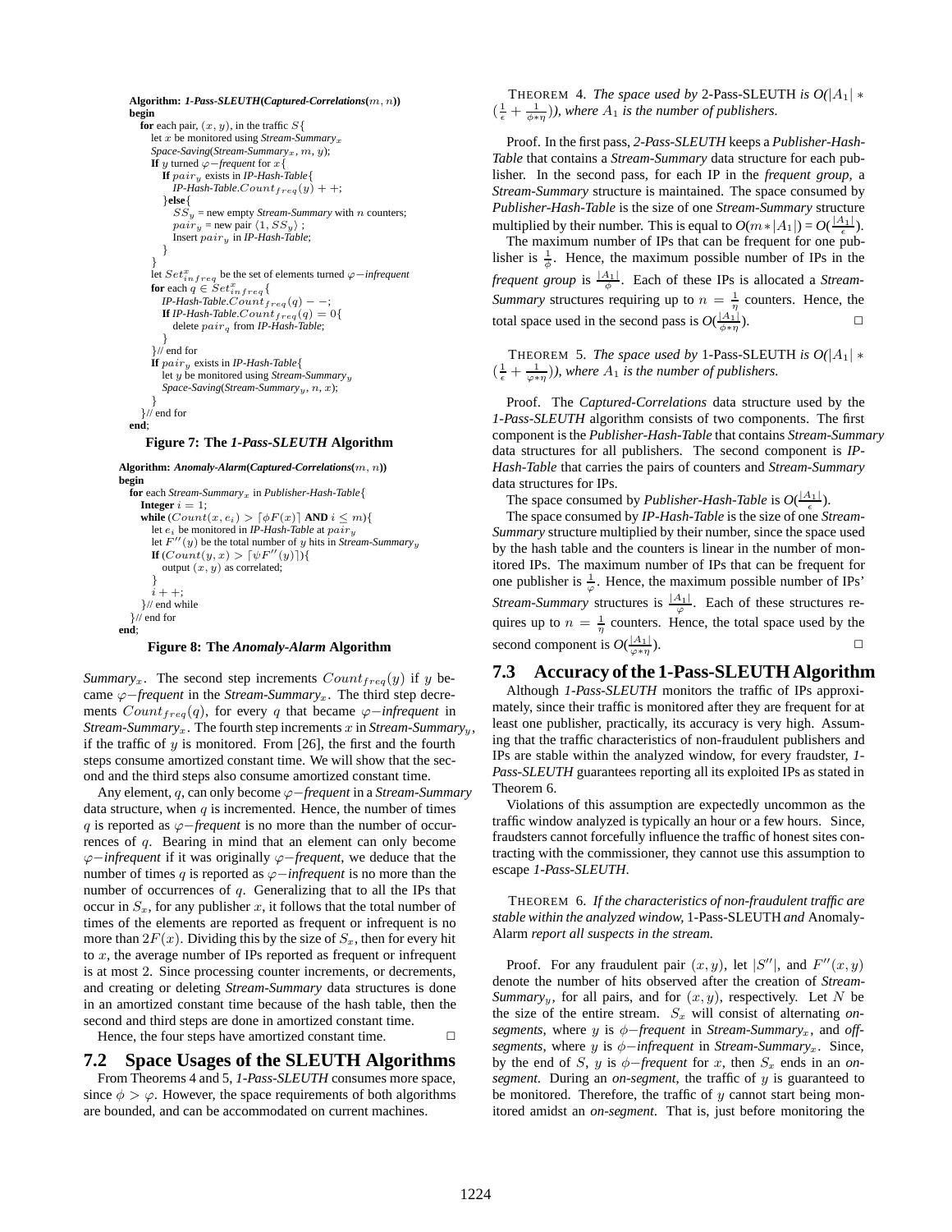```
Algorithm: 1-Pass-SLEUTH(Captured-Correlations(m, n))
begin
  for each pair, (x, y), in the traffic S{
    let x be monitored using Stream-Summary_x
    Space-Saving(Stream-Summary_x, m, y);
    If y turned φ−frequent for x{
      If pair_y exists in IP-Hash-Table{
        IP-Hash-Table.Count_freq(y) + +;
      }else{
        SS_y = new empty Stream-Summary with n counters;
        pair_y = new pair ⟨1, SS_y⟩ ;
        Insert pair_y in IP-Hash-Table;
      }
    }
    let Set^x_infreq be the set of elements turned φ−infrequent
    for each q ∈ Set^x_infreq{
      IP-Hash-Table.Count_freq(q) − −;
      If IP-Hash-Table.Count_freq(q) = 0{
        delete pair_q from IP-Hash-Table;
      }
    }// end for
    If pair_y exists in IP-Hash-Table{
      let y be monitored using Stream-Summary_y
      Space-Saving(Stream-Summary_y, n, x);
    }
  }// end for
end;
```

**Figure 7: The *1-Pass-SLEUTH* Algorithm**

```
Algorithm: Anomaly-Alarm(Captured-Correlations(m, n))
begin
  for each Stream-Summary_x in Publisher-Hash-Table{
    Integer i = 1;
    while (Count(x, e_i) > ⌈φF(x)⌉ AND i ≤ m){
      let e_i be monitored in IP-Hash-Table at pair_y
      let F''(y) be the total number of y hits in Stream-Summary_y
      If (Count(y, x) > ⌈ψF''(y)⌉){
        output (x, y) as correlated;
      }
      i + +;
    }// end while
  }// end for
end;
```

**Figure 8: The *Anomaly-Alarm* Algorithm**

*Summary*$_x$. The second step increments $Count_{freq}(y)$ if $y$ became $\varphi-$*frequent* in the *Stream-Summary*$_x$. The third step decrements $Count_{freq}(q)$, for every $q$ that became $\varphi-$*infrequent* in *Stream-Summary*$_x$. The fourth step increments $x$ in *Stream-Summary*$_y$, if the traffic of $y$ is monitored. From [26], the first and the fourth steps consume amortized constant time. We will show that the second and the third steps also consume amortized constant time.

Any element, $q$, can only become $\varphi-$*frequent* in a *Stream-Summary* data structure, when $q$ is incremented. Hence, the number of times $q$ is reported as $\varphi-$*frequent* is no more than the number of occurrences of $q$. Bearing in mind that an element can only become $\varphi-$*infrequent* if it was originally $\varphi-$*frequent*, we deduce that the number of times $q$ is reported as $\varphi-$*infrequent* is no more than the number of occurrences of $q$. Generalizing that to all the IPs that occur in $S_x$, for any publisher $x$, it follows that the total number of times of the elements are reported as frequent or infrequent is no more than $2F(x)$. Dividing this by the size of $S_x$, then for every hit to $x$, the average number of IPs reported as frequent or infrequent is at most 2. Since processing counter increments, or decrements, and creating or deleting *Stream-Summary* data structures is done in an amortized constant time because of the hash table, then the second and third steps are done in amortized constant time.

Hence, the four steps have amortized constant time. □

## 7.2 Space Usages of the SLEUTH Algorithms

From Theorems 4 and 5, *1-Pass-SLEUTH* consumes more space, since $\phi > \varphi$. However, the space requirements of both algorithms are bounded, and can be accommodated on current machines.

THEOREM 4. *The space used by* 2-Pass-SLEUTH *is* $O(|A_1| * (\frac{1}{\epsilon} + \frac{1}{\phi * \eta}))$*, where $A_1$ is the number of publishers.*

Proof. In the first pass, *2-Pass-SLEUTH* keeps a *Publisher-Hash-Table* that contains a *Stream-Summary* data structure for each publisher. In the second pass, for each IP in the *frequent group*, a *Stream-Summary* structure is maintained. The space consumed by *Publisher-Hash-Table* is the size of one *Stream-Summary* structure multiplied by their number. This is equal to $O(m * |A_1|) = O(\frac{|A_1|}{\epsilon})$.

The maximum number of IPs that can be frequent for one publisher is $\frac{1}{\phi}$. Hence, the maximum possible number of IPs in the *frequent group* is $\frac{|A_1|}{\phi}$. Each of these IPs is allocated a *Stream-Summary* structures requiring up to $n = \frac{1}{\eta}$ counters. Hence, the total space used in the second pass is $O(\frac{|A_1|}{\phi * \eta})$. □

THEOREM 5. *The space used by* 1-Pass-SLEUTH *is* $O(|A_1| * (\frac{1}{\epsilon} + \frac{1}{\varphi * \eta}))$*, where $A_1$ is the number of publishers.*

Proof. The *Captured-Correlations* data structure used by the *1-Pass-SLEUTH* algorithm consists of two components. The first component is the *Publisher-Hash-Table* that contains *Stream-Summary* data structures for all publishers. The second component is *IP-Hash-Table* that carries the pairs of counters and *Stream-Summary* data structures for IPs.

The space consumed by *Publisher-Hash-Table* is $O(\frac{|A_1|}{\epsilon})$.

The space consumed by *IP-Hash-Table* is the size of one *Stream-Summary* structure multiplied by their number, since the space used by the hash table and the counters is linear in the number of monitored IPs. The maximum number of IPs that can be frequent for one publisher is $\frac{1}{\varphi}$. Hence, the maximum possible number of IPs' *Stream-Summary* structures is $\frac{|A_1|}{\varphi}$. Each of these structures requires up to $n = \frac{1}{\eta}$ counters. Hence, the total space used by the second component is $O(\frac{|A_1|}{\varphi * \eta})$. □

## 7.3 Accuracy of the 1-Pass-SLEUTH Algorithm

Although *1-Pass-SLEUTH* monitors the traffic of IPs approximately, since their traffic is monitored after they are frequent for at least one publisher, practically, its accuracy is very high. Assuming that the traffic characteristics of non-fraudulent publishers and IPs are stable within the analyzed window, for every fraudster, *1-Pass-SLEUTH* guarantees reporting all its exploited IPs as stated in Theorem 6.

Violations of this assumption are expectedly uncommon as the traffic window analyzed is typically an hour or a few hours. Since, fraudsters cannot forcefully influence the traffic of honest sites contracting with the commissioner, they cannot use this assumption to escape *1-Pass-SLEUTH*.

THEOREM 6. *If the characteristics of non-fraudulent traffic are stable within the analyzed window,* 1-Pass-SLEUTH *and* Anomaly-Alarm *report all suspects in the stream.*

Proof. For any fraudulent pair $(x, y)$, let $|S''|$, and $F''(x, y)$ denote the number of hits observed after the creation of *Stream-Summary*$_y$, for all pairs, and for $(x, y)$, respectively. Let $N$ be the size of the entire stream. $S_x$ will consist of alternating *on-segments*, where $y$ is $\phi-$*frequent* in *Stream-Summary*$_x$, and *off-segments*, where $y$ is $\phi-$*infrequent* in *Stream-Summary*$_x$. Since, by the end of $S$, $y$ is $\phi-$*frequent* for $x$, then $S_x$ ends in an *on-segment*. During an *on-segment*, the traffic of $y$ is guaranteed to be monitored. Therefore, the traffic of $y$ cannot start being monitored amidst an *on-segment*. That is, just before monitoring the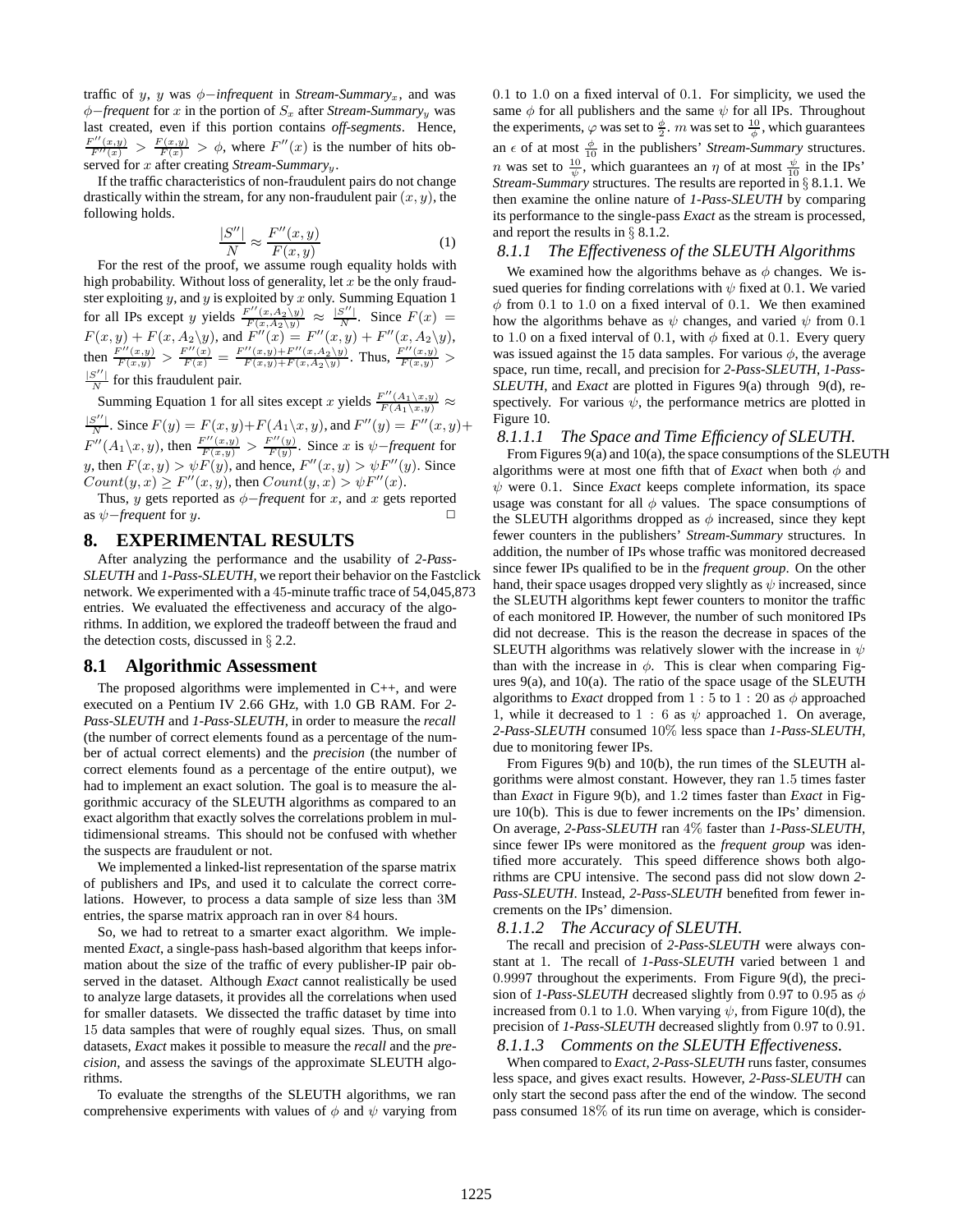traffic of $y$, $y$ was $\phi-$*infrequent* in *Stream-Summary*$_x$, and was $\phi-$*frequent* for $x$ in the portion of $S_x$ after *Stream-Summary*$_y$ was last created, even if this portion contains *off-segments*. Hence, $\frac{F''(x,y)}{F''(x)} > \frac{F(x,y)}{F(x)} > \phi$, where $F''(x)$ is the number of hits observed for $x$ after creating *Stream-Summary*$_y$.

If the traffic characteristics of non-fraudulent pairs do not change drastically within the stream, for any non-fraudulent pair $(x, y)$, the following holds.

$$\frac{|S''|}{N} \approx \frac{F''(x,y)}{F(x,y)} \tag{1}$$

For the rest of the proof, we assume rough equality holds with high probability. Without loss of generality, let $x$ be the only fraudster exploiting $y$, and $y$ is exploited by $x$ only. Summing Equation 1 for all IPs except $y$ yields $\frac{F''(x,A_2\backslash y)}{F(x,A_2\backslash y)} \approx \frac{|S''|}{N}$. Since $F(x) = F(x,y) + F(x,A_2\backslash y)$, and $F''(x) = F''(x,y) + F''(x,A_2\backslash y)$, then $\frac{F''(x,y)}{F(x,y)} > \frac{F''(x)}{F(x)} = \frac{F''(x,y)+F''(x,A_2\backslash y)}{F(x,y)+F(x,A_2\backslash y)}$. Thus, $\frac{F''(x,y)}{F(x,y)} > \frac{|S''|}{N}$ for this fraudulent pair.

Summing Equation 1 for all sites except $x$ yields $\frac{F''(A_1\backslash x,y)}{F(A_1\backslash x,y)} \approx \frac{|S''|}{N}$. Since $F(y) = F(x,y)+F(A_1\backslash x,y)$, and $F''(y) = F''(x,y)+F''(A_1\backslash x,y)$, then $\frac{F''(x,y)}{F(x,y)} > \frac{F''(y)}{F(y)}$. Since $x$ is $\psi-$*frequent* for $y$, then $F(x,y) > \psi F(y)$, and hence, $F''(x,y) > \psi F''(y)$. Since $Count(y,x) \geq F''(x,y)$, then $Count(y,x) > \psi F''(x)$.

Thus, $y$ gets reported as $\phi-$*frequent* for $x$, and $x$ gets reported as $\psi-$*frequent* for $y$. □

## 8. EXPERIMENTAL RESULTS

After analyzing the performance and the usability of *2-Pass-SLEUTH* and *1-Pass-SLEUTH*, we report their behavior on the Fastclick network. We experimented with a 45-minute traffic trace of 54,045,873 entries. We evaluated the effectiveness and accuracy of the algorithms. In addition, we explored the tradeoff between the fraud and the detection costs, discussed in § 2.2.

### 8.1 Algorithmic Assessment

The proposed algorithms were implemented in C++, and were executed on a Pentium IV 2.66 GHz, with 1.0 GB RAM. For *2-Pass-SLEUTH* and *1-Pass-SLEUTH*, in order to measure the *recall* (the number of correct elements found as a percentage of the number of actual correct elements) and the *precision* (the number of correct elements found as a percentage of the entire output), we had to implement an exact solution. The goal is to measure the algorithmic accuracy of the SLEUTH algorithms as compared to an exact algorithm that exactly solves the correlations problem in multidimensional streams. This should not be confused with whether the suspects are fraudulent or not.

We implemented a linked-list representation of the sparse matrix of publishers and IPs, and used it to calculate the correct correlations. However, to process a data sample of size less than 3M entries, the sparse matrix approach ran in over 84 hours.

So, we had to retreat to a smarter exact algorithm. We implemented *Exact*, a single-pass hash-based algorithm that keeps information about the size of the traffic of every publisher-IP pair observed in the dataset. Although *Exact* cannot realistically be used to analyze large datasets, it provides all the correlations when used for smaller datasets. We dissected the traffic dataset by time into 15 data samples that were of roughly equal sizes. Thus, on small datasets, *Exact* makes it possible to measure the *recall* and the *precision*, and assess the savings of the approximate SLEUTH algorithms.

To evaluate the strengths of the SLEUTH algorithms, we ran comprehensive experiments with values of $\phi$ and $\psi$ varying from 0.1 to 1.0 on a fixed interval of 0.1. For simplicity, we used the same $\phi$ for all publishers and the same $\psi$ for all IPs. Throughout the experiments, $\varphi$ was set to $\frac{\phi}{2}$. $m$ was set to $\frac{10}{\phi}$, which guarantees an $\epsilon$ of at most $\frac{\phi}{10}$ in the publishers' *Stream-Summary* structures. $n$ was set to $\frac{10}{\psi}$, which guarantees an $\eta$ of at most $\frac{\psi}{10}$ in the IPs' *Stream-Summary* structures. The results are reported in § 8.1.1. We then examine the online nature of *1-Pass-SLEUTH* by comparing its performance to the single-pass *Exact* as the stream is processed, and report the results in § 8.1.2.

#### 8.1.1 The Effectiveness of the SLEUTH Algorithms

We examined how the algorithms behave as $\phi$ changes. We issued queries for finding correlations with $\psi$ fixed at 0.1. We varied $\phi$ from 0.1 to 1.0 on a fixed interval of 0.1. We then examined how the algorithms behave as $\psi$ changes, and varied $\psi$ from 0.1 to 1.0 on a fixed interval of 0.1, with $\phi$ fixed at 0.1. Every query was issued against the 15 data samples. For various $\phi$, the average space, run time, recall, and precision for *2-Pass-SLEUTH*, *1-Pass-SLEUTH*, and *Exact* are plotted in Figures 9(a) through 9(d), respectively. For various $\psi$, the performance metrics are plotted in Figure 10.

##### 8.1.1.1 The Space and Time Efficiency of SLEUTH.

From Figures 9(a) and 10(a), the space consumptions of the SLEUTH algorithms were at most one fifth that of *Exact* when both $\phi$ and $\psi$ were 0.1. Since *Exact* keeps complete information, its space usage was constant for all $\phi$ values. The space consumptions of the SLEUTH algorithms dropped as $\phi$ increased, since they kept fewer counters in the publishers' *Stream-Summary* structures. In addition, the number of IPs whose traffic was monitored decreased since fewer IPs qualified to be in the *frequent group*. On the other hand, their space usages dropped very slightly as $\psi$ increased, since the SLEUTH algorithms kept fewer counters to monitor the traffic of each monitored IP. However, the number of such monitored IPs did not decrease. This is the reason the decrease in spaces of the SLEUTH algorithms was relatively slower with the increase in $\psi$ than with the increase in $\phi$. This is clear when comparing Figures 9(a), and 10(a). The ratio of the space usage of the SLEUTH algorithms to *Exact* dropped from 1 : 5 to 1 : 20 as $\phi$ approached 1, while it decreased to 1 : 6 as $\psi$ approached 1. On average, *2-Pass-SLEUTH* consumed 10% less space than *1-Pass-SLEUTH*, due to monitoring fewer IPs.

From Figures 9(b) and 10(b), the run times of the SLEUTH algorithms were almost constant. However, they ran 1.5 times faster than *Exact* in Figure 9(b), and 1.2 times faster than *Exact* in Figure 10(b). This is due to fewer increments on the IPs' dimension. On average, *2-Pass-SLEUTH* ran 4% faster than *1-Pass-SLEUTH*, since fewer IPs were monitored as the *frequent group* was identified more accurately. This speed difference shows both algorithms are CPU intensive. The second pass did not slow down *2-Pass-SLEUTH*. Instead, *2-Pass-SLEUTH* benefited from fewer increments on the IPs' dimension.

##### 8.1.1.2 The Accuracy of SLEUTH.

The recall and precision of *2-Pass-SLEUTH* were always constant at 1. The recall of *1-Pass-SLEUTH* varied between 1 and 0.9997 throughout the experiments. From Figure 9(d), the precision of *1-Pass-SLEUTH* decreased slightly from 0.97 to 0.95 as $\phi$ increased from 0.1 to 1.0. When varying $\psi$, from Figure 10(d), the precision of *1-Pass-SLEUTH* decreased slightly from 0.97 to 0.91.

##### 8.1.1.3 Comments on the SLEUTH Effectiveness.

When compared to *Exact*, *2-Pass-SLEUTH* runs faster, consumes less space, and gives exact results. However, *2-Pass-SLEUTH* can only start the second pass after the end of the window. The second pass consumed 18% of its run time on average, which is consider-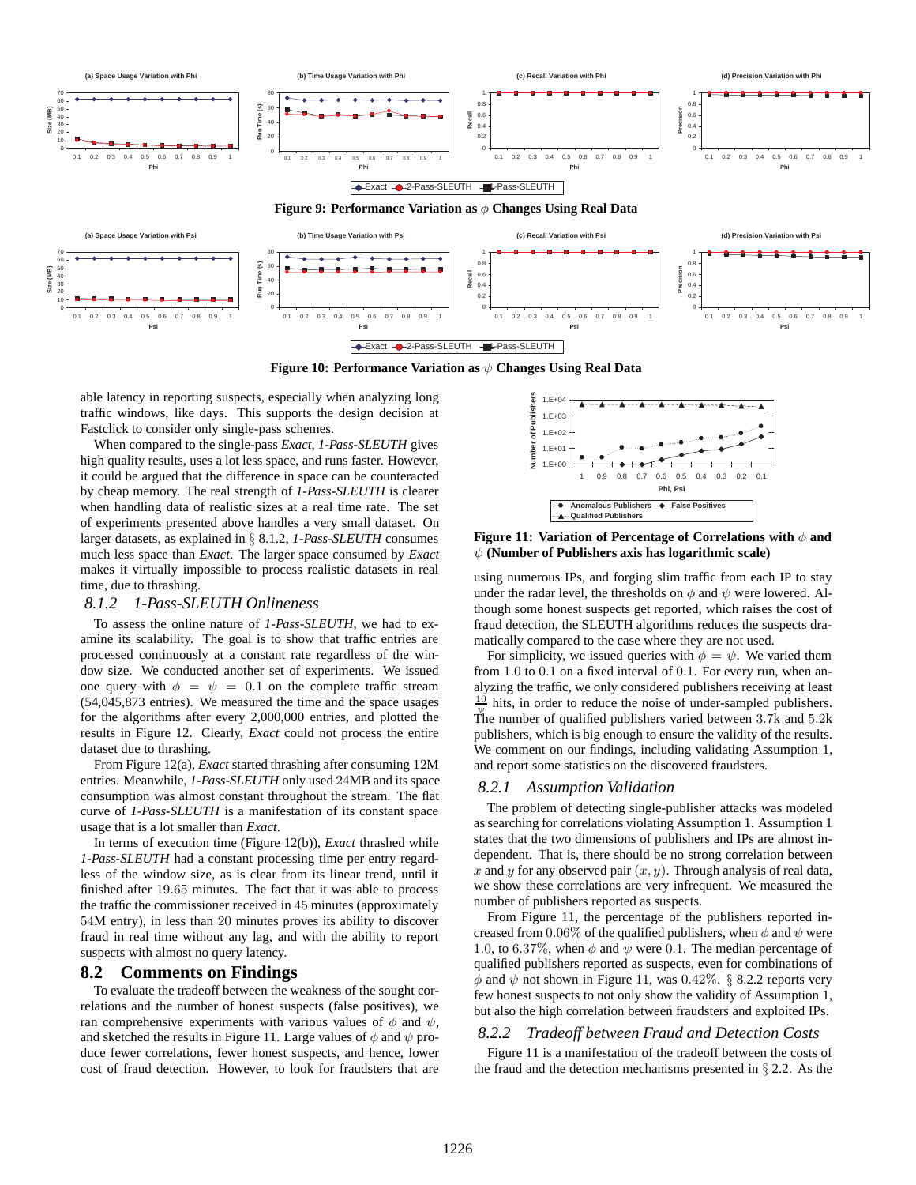Figure 9: Performance Variation as $\phi$ Changes Using Real Data

Figure 10: Performance Variation as $\psi$ Changes Using Real Data

able latency in reporting suspects, especially when analyzing long traffic windows, like days. This supports the design decision at Fastclick to consider only single-pass schemes.

When compared to the single-pass *Exact*, *1-Pass-SLEUTH* gives high quality results, uses a lot less space, and runs faster. However, it could be argued that the difference in space can be counteracted by cheap memory. The real strength of *1-Pass-SLEUTH* is clearer when handling data of realistic sizes at a real time rate. The set of experiments presented above handles a very small dataset. On larger datasets, as explained in § 8.1.2, *1-Pass-SLEUTH* consumes much less space than *Exact*. The larger space consumed by *Exact* makes it virtually impossible to process realistic datasets in real time, due to thrashing.

### 8.1.2 1-Pass-SLEUTH Onlineness

To assess the online nature of *1-Pass-SLEUTH*, we had to examine its scalability. The goal is to show that traffic entries are processed continuously at a constant rate regardless of the window size. We conducted another set of experiments. We issued one query with $\phi = \psi = 0.1$ on the complete traffic stream (54,045,873 entries). We measured the time and the space usages for the algorithms after every 2,000,000 entries, and plotted the results in Figure 12. Clearly, *Exact* could not process the entire dataset due to thrashing.

From Figure 12(a), *Exact* started thrashing after consuming 12M entries. Meanwhile, *1-Pass-SLEUTH* only used 24MB and its space consumption was almost constant throughout the stream. The flat curve of *1-Pass-SLEUTH* is a manifestation of its constant space usage that is a lot smaller than *Exact*.

In terms of execution time (Figure 12(b)), *Exact* thrashed while *1-Pass-SLEUTH* had a constant processing time per entry regardless of the window size, as is clear from its linear trend, until it finished after 19.65 minutes. The fact that it was able to process the traffic the commissioner received in 45 minutes (approximately 54M entry), in less than 20 minutes proves its ability to discover fraud in real time without any lag, and with the ability to report suspects with almost no query latency.

## 8.2 Comments on Findings

To evaluate the tradeoff between the weakness of the sought correlations and the number of honest suspects (false positives), we ran comprehensive experiments with various values of $\phi$ and $\psi$, and sketched the results in Figure 11. Large values of $\phi$ and $\psi$ produce fewer correlations, fewer honest suspects, and hence, lower cost of fraud detection. However, to look for fraudsters that are using numerous IPs, and forging slim traffic from each IP to stay under the radar level, the thresholds on $\phi$ and $\psi$ were lowered. Although some honest suspects get reported, which raises the cost of fraud detection, the SLEUTH algorithms reduces the suspects dramatically compared to the case where they are not used.

Figure 11: Variation of Percentage of Correlations with $\phi$ and $\psi$ (Number of Publishers axis has logarithmic scale)

For simplicity, we issued queries with $\phi = \psi$. We varied them from 1.0 to 0.1 on a fixed interval of 0.1. For every run, when analyzing the traffic, we only considered publishers receiving at least $\frac{10}{\psi}$ hits, in order to reduce the noise of under-sampled publishers. The number of qualified publishers varied between 3.7k and 5.2k publishers, which is big enough to ensure the validity of the results. We comment on our findings, including validating Assumption 1, and report some statistics on the discovered fraudsters.

### 8.2.1 Assumption Validation

The problem of detecting single-publisher attacks was modeled as searching for correlations violating Assumption 1. Assumption 1 states that the two dimensions of publishers and IPs are almost independent. That is, there should be no strong correlation between $x$ and $y$ for any observed pair $(x, y)$. Through analysis of real data, we show these correlations are very infrequent. We measured the number of publishers reported as suspects.

From Figure 11, the percentage of the publishers reported increased from 0.06% of the qualified publishers, when $\phi$ and $\psi$ were 1.0, to 6.37%, when $\phi$ and $\psi$ were 0.1. The median percentage of qualified publishers reported as suspects, even for combinations of $\phi$ and $\psi$ not shown in Figure 11, was 0.42%. § 8.2.2 reports very few honest suspects to not only show the validity of Assumption 1, but also the high correlation between fraudsters and exploited IPs.

### 8.2.2 Tradeoff between Fraud and Detection Costs

Figure 11 is a manifestation of the tradeoff between the costs of the fraud and the detection mechanisms presented in § 2.2. As the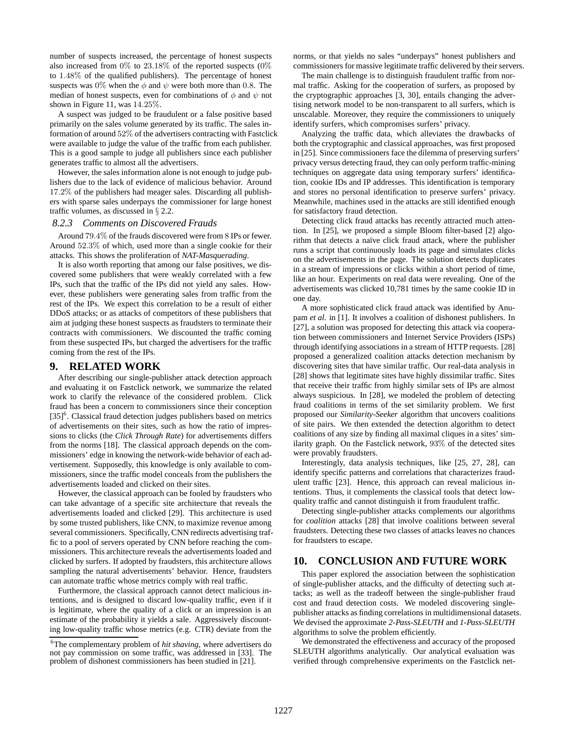number of suspects increased, the percentage of honest suspects also increased from $0\%$ to $23.18\%$ of the reported suspects ($0\%$ to $1.48\%$ of the qualified publishers). The percentage of honest suspects was $0\%$ when the $\phi$ and $\psi$ were both more than $0.8$. The median of honest suspects, even for combinations of $\phi$ and $\psi$ not shown in Figure 11, was $14.25\%$.

A suspect was judged to be fraudulent or a false positive based primarily on the sales volume generated by its traffic. The sales information of around $52\%$ of the advertisers contracting with Fastclick were available to judge the value of the traffic from each publisher. This is a good sample to judge all publishers since each publisher generates traffic to almost all the advertisers.

However, the sales information alone is not enough to judge publishers due to the lack of evidence of malicious behavior. Around $17.2\%$ of the publishers had meager sales. Discarding all publishers with sparse sales underpays the commissioner for large honest traffic volumes, as discussed in § 2.2.

### 8.2.3 Comments on Discovered Frauds

Around $79.4\%$ of the frauds discovered were from $8$ IPs or fewer. Around $52.3\%$ of which, used more than a single cookie for their attacks. This shows the proliferation of *NAT-Masquerading*.

It is also worth reporting that among our false positives, we discovered some publishers that were weakly correlated with a few IPs, such that the traffic of the IPs did not yield any sales. However, these publishers were generating sales from traffic from the rest of the IPs. We expect this correlation to be a result of either DDoS attacks; or as attacks of competitors of these publishers that aim at judging these honest suspects as fraudsters to terminate their contracts with commissioners. We discounted the traffic coming from these suspected IPs, but charged the advertisers for the traffic coming from the rest of the IPs.

## 9. RELATED WORK

After describing our single-publisher attack detection approach and evaluating it on Fastclick network, we summarize the related work to clarify the relevance of the considered problem. Click fraud has been a concern to commissioners since their conception [35][6]. Classical fraud detection judges publishers based on metrics of advertisements on their sites, such as how the ratio of impressions to clicks (the *Click Through Rate*) for advertisements differs from the norms [18]. The classical approach depends on the commissioners' edge in knowing the network-wide behavior of each advertisement. Supposedly, this knowledge is only available to commissioners, since the traffic model conceals from the publishers the advertisements loaded and clicked on their sites.

However, the classical approach can be fooled by fraudsters who can take advantage of a specific site architecture that reveals the advertisements loaded and clicked [29]. This architecture is used by some trusted publishers, like CNN, to maximize revenue among several commissioners. Specifically, CNN redirects advertising traffic to a pool of servers operated by CNN before reaching the commissioners. This architecture reveals the advertisements loaded and clicked by surfers. If adopted by fraudsters, this architecture allows sampling the natural advertisements' behavior. Hence, fraudsters can automate traffic whose metrics comply with real traffic.

Furthermore, the classical approach cannot detect malicious intentions, and is designed to discard low-quality traffic, even if it is legitimate, where the quality of a click or an impression is an estimate of the probability it yields a sale. Aggressively discounting low-quality traffic whose metrics (e.g. CTR) deviate from the norms, or that yields no sales "underpays" honest publishers and commissioners for massive legitimate traffic delivered by their servers.

The main challenge is to distinguish fraudulent traffic from normal traffic. Asking for the cooperation of surfers, as proposed by the cryptographic approaches [3, 30], entails changing the advertising network model to be non-transparent to all surfers, which is unscalable. Moreover, they require the commissioners to uniquely identify surfers, which compromises surfers' privacy.

Analyzing the traffic data, which alleviates the drawbacks of both the cryptographic and classical approaches, was first proposed in [25]. Since commissioners face the dilemma of preserving surfers' privacy versus detecting fraud, they can only perform traffic-mining techniques on aggregate data using temporary surfers' identification, cookie IDs and IP addresses. This identification is temporary and stores no personal identification to preserve surfers' privacy. Meanwhile, machines used in the attacks are still identified enough for satisfactory fraud detection.

Detecting click fraud attacks has recently attracted much attention. In [25], we proposed a simple Bloom filter-based [2] algorithm that detects a naïve click fraud attack, where the publisher runs a script that continuously loads its page and simulates clicks on the advertisements in the page. The solution detects duplicates in a stream of impressions or clicks within a short period of time, like an hour. Experiments on real data were revealing. One of the advertisements was clicked 10,781 times by the same cookie ID in one day.

A more sophisticated click fraud attack was identified by Anupam *et al.* in [1]. It involves a coalition of dishonest publishers. In [27], a solution was proposed for detecting this attack via cooperation between commissioners and Internet Service Providers (ISPs) through identifying associations in a stream of HTTP requests. [28] proposed a generalized coalition attacks detection mechanism by discovering sites that have similar traffic. Our real-data analysis in [28] shows that legitimate sites have highly dissimilar traffic. Sites that receive their traffic from highly similar sets of IPs are almost always suspicious. In [28], we modeled the problem of detecting fraud coalitions in terms of the set similarity problem. We first proposed our *Similarity-Seeker* algorithm that uncovers coalitions of site pairs. We then extended the detection algorithm to detect coalitions of any size by finding all maximal cliques in a sites' similarity graph. On the Fastclick network, $93\%$ of the detected sites were provably fraudsters.

Interestingly, data analysis techniques, like [25, 27, 28], can identify specific patterns and correlations that characterizes fraudulent traffic [23]. Hence, this approach can reveal malicious intentions. Thus, it complements the classical tools that detect low-quality traffic and cannot distinguish it from fraudulent traffic.

Detecting single-publisher attacks complements our algorithms for *coalition* attacks [28] that involve coalitions between several fraudsters. Detecting these two classes of attacks leaves no chances for fraudsters to escape.

## 10. CONCLUSION AND FUTURE WORK

This paper explored the association between the sophistication of single-publisher attacks, and the difficulty of detecting such attacks; as well as the tradeoff between the single-publisher fraud cost and fraud detection costs. We modeled discovering single-publisher attacks as finding correlations in multidimensional datasets. We devised the approximate *2-Pass-SLEUTH* and *1-Pass-SLEUTH* algorithms to solve the problem efficiently.

We demonstrated the effectiveness and accuracy of the proposed SLEUTH algorithms analytically. Our analytical evaluation was verified through comprehensive experiments on the Fastclick net-

[6] The complementary problem of *hit shaving*, where advertisers do not pay commission on some traffic, was addressed in [33]. The problem of dishonest commissioners has been studied in [21].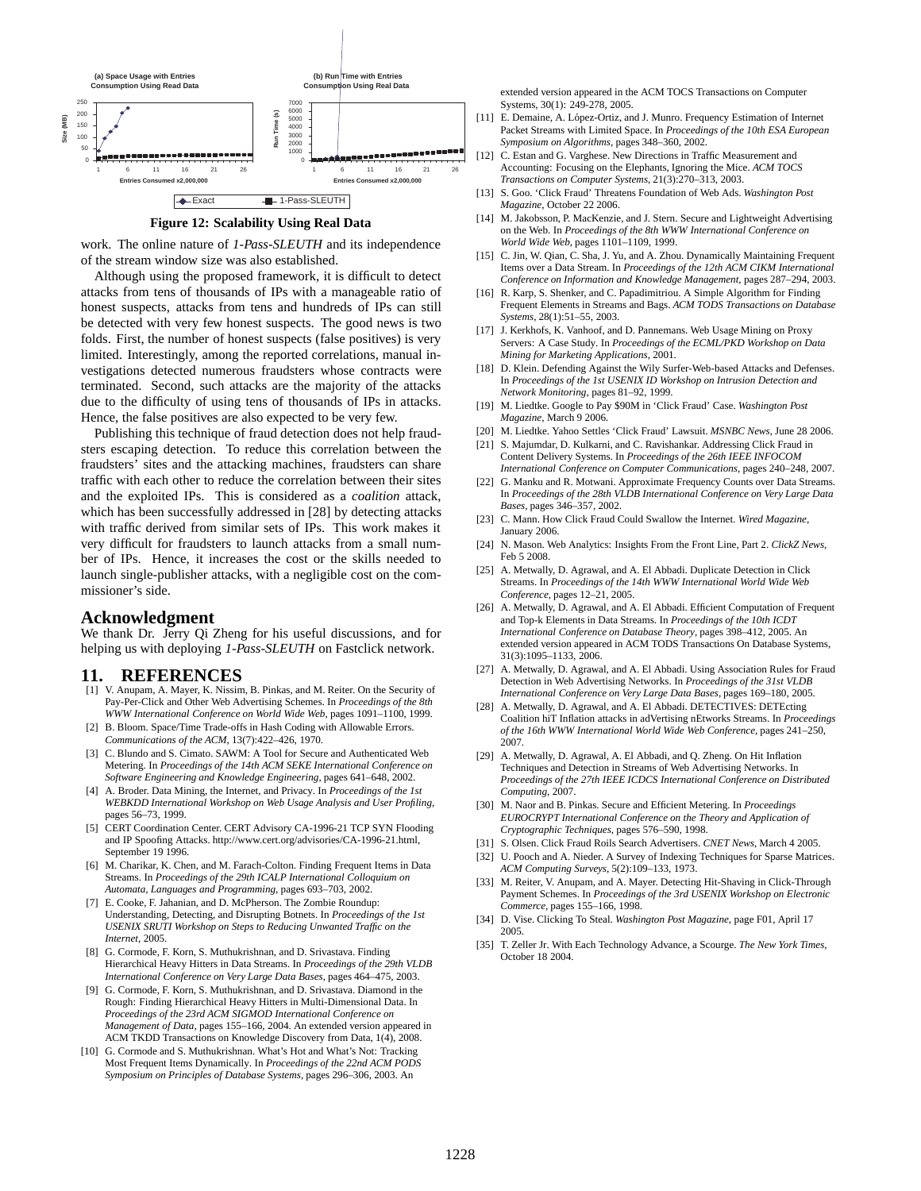(a) Space Usage with Entries Consumption Using Real Data

Size (MB)

250
200
150
100
50
0

1 6 11 16 21 26

Entries Consumed x2,000,000

(b) Run Time with Entries Consumption Using Real Data

Run Time (s)

7000
6000
5000
4000
3000
2000
1000
0

1 6 11 16 21 26

Entries Consumed x2,000,000

Exact
1-Pass-SLEUTH

**Figure 12: Scalability Using Real Data**

work. The online nature of *1-Pass-SLEUTH* and its independence of the stream window size was also established.

Although using the proposed framework, it is difficult to detect attacks from tens of thousands of IPs with a manageable ratio of honest suspects, attacks from tens and hundreds of IPs can still be detected with very few honest suspects. The good news is two folds. First, the number of honest suspects (false positives) is very limited. Interestingly, among the reported correlations, manual investigations detected numerous fraudsters whose contracts were terminated. Second, such attacks are the majority of the attacks due to the difficulty of using tens of thousands of IPs in attacks. Hence, the false positives are also expected to be very few.

Publishing this technique of fraud detection does not help fraudsters escaping detection. To reduce this correlation between the fraudsters' sites and the attacking machines, fraudsters can share traffic with each other to reduce the correlation between their sites and the exploited IPs. This is considered as a *coalition* attack, which has been successfully addressed in [28] by detecting attacks with traffic derived from similar sets of IPs. This work makes it very difficult for fraudsters to launch attacks from a small number of IPs. Hence, it increases the cost or the skills needed to launch single-publisher attacks, with a negligible cost on the commissioner's side.

## Acknowledgment

We thank Dr. Jerry Qi Zheng for his useful discussions, and for helping us with deploying *1-Pass-SLEUTH* on Fastclick network.

# 11. REFERENCES

[1] V. Anupam, A. Mayer, K. Nissim, B. Pinkas, and M. Reiter. On the Security of Pay-Per-Click and Other Web Advertising Schemes. In *Proceedings of the 8th WWW International Conference on World Wide Web*, pages 1091–1100, 1999.

[2] B. Bloom. Space/Time Trade-offs in Hash Coding with Allowable Errors. *Communications of the ACM*, 13(7):422–426, 1970.

[3] C. Blundo and S. Cimato. SAWM: A Tool for Secure and Authenticated Web Metering. In *Proceedings of the 14th ACM SEKE International Conference on Software Engineering and Knowledge Engineering*, pages 641–648, 2002.

[4] A. Broder. Data Mining, the Internet, and Privacy. In *Proceedings of the 1st WEBKDD International Workshop on Web Usage Analysis and User Profiling*, pages 56–73, 1999.

[5] CERT Coordination Center. CERT Advisory CA-1996-21 TCP SYN Flooding and IP Spoofing Attacks. http://www.cert.org/advisories/CA-1996-21.html, September 19 1996.

[6] M. Charikar, K. Chen, and M. Farach-Colton. Finding Frequent Items in Data Streams. In *Proceedings of the 29th ICALP International Colloquium on Automata, Languages and Programming*, pages 693–703, 2002.

[7] E. Cooke, F. Jahanian, and D. McPherson. The Zombie Roundup: Understanding, Detecting, and Disrupting Botnets. In *Proceedings of the 1st USENIX SRUTI Workshop on Steps to Reducing Unwanted Traffic on the Internet*, 2005.

[8] G. Cormode, F. Korn, S. Muthukrishnan, and D. Srivastava. Finding Hierarchical Heavy Hitters in Data Streams. In *Proceedings of the 29th VLDB International Conference on Very Large Data Bases*, pages 464–475, 2003.

[9] G. Cormode, F. Korn, S. Muthukrishnan, and D. Srivastava. Diamond in the Rough: Finding Hierarchical Heavy Hitters in Multi-Dimensional Data. In *Proceedings of the 23rd ACM SIGMOD International Conference on Management of Data*, pages 155–166, 2004. An extended version appeared in ACM TKDD Transactions on Knowledge Discovery from Data, 1(4), 2008.

[10] G. Cormode and S. Muthukrishnan. What's Hot and What's Not: Tracking Most Frequent Items Dynamically. In *Proceedings of the 22nd ACM PODS Symposium on Principles of Database Systems*, pages 296–306, 2003. An extended version appeared in the ACM TOCS Transactions on Computer Systems, 30(1): 249-278, 2005.

[11] E. Demaine, A. López-Ortiz, and J. Munro. Frequency Estimation of Internet Packet Streams with Limited Space. In *Proceedings of the 10th ESA European Symposium on Algorithms*, pages 348–360, 2002.

[12] C. Estan and G. Varghese. New Directions in Traffic Measurement and Accounting: Focusing on the Elephants, Ignoring the Mice. *ACM TOCS Transactions on Computer Systems*, 21(3):270–313, 2003.

[13] S. Goo. 'Click Fraud' Threatens Foundation of Web Ads. *Washington Post Magazine*, October 22 2006.

[14] M. Jakobsson, P. MacKenzie, and J. Stern. Secure and Lightweight Advertising on the Web. In *Proceedings of the 8th WWW International Conference on World Wide Web*, pages 1101–1109, 1999.

[15] C. Jin, W. Qian, C. Sha, J. Yu, and A. Zhou. Dynamically Maintaining Frequent Items over a Data Stream. In *Proceedings of the 12th ACM CIKM International Conference on Information and Knowledge Management*, pages 287–294, 2003.

[16] R. Karp, S. Shenker, and C. Papadimitriou. A Simple Algorithm for Finding Frequent Elements in Streams and Bags. *ACM TODS Transactions on Database Systems*, 28(1):51–55, 2003.

[17] J. Kerkhofs, K. Vanhoof, and D. Pannemans. Web Usage Mining on Proxy Servers: A Case Study. In *Proceedings of the ECML/PKD Workshop on Data Mining for Marketing Applications*, 2001.

[18] D. Klein. Defending Against the Wily Surfer-Web-based Attacks and Defenses. In *Proceedings of the 1st USENIX ID Workshop on Intrusion Detection and Network Monitoring*, pages 81–92, 1999.

[19] M. Liedtke. Google to Pay $90M in 'Click Fraud' Case. *Washington Post Magazine*, March 9 2006.

[20] M. Liedtke. Yahoo Settles 'Click Fraud' Lawsuit. *MSNBC News*, June 28 2006.

[21] S. Majumdar, D. Kulkarni, and C. Ravishankar. Addressing Click Fraud in Content Delivery Systems. In *Proceedings of the 26th IEEE INFOCOM International Conference on Computer Communications*, pages 240–248, 2007.

[22] G. Manku and R. Motwani. Approximate Frequency Counts over Data Streams. In *Proceedings of the 28th VLDB International Conference on Very Large Data Bases*, pages 346–357, 2002.

[23] C. Mann. How Click Fraud Could Swallow the Internet. *Wired Magazine*, January 2006.

[24] N. Mason. Web Analytics: Insights From the Front Line, Part 2. *ClickZ News*, Feb 5 2008.

[25] A. Metwally, D. Agrawal, and A. El Abbadi. Duplicate Detection in Click Streams. In *Proceedings of the 14th WWW International World Wide Web Conference*, pages 12–21, 2005.

[26] A. Metwally, D. Agrawal, and A. El Abbadi. Efficient Computation of Frequent and Top-k Elements in Data Streams. In *Proceedings of the 10th ICDT International Conference on Database Theory*, pages 398–412, 2005. An extended version appeared in ACM TODS Transactions On Database Systems, 31(3):1095–1133, 2006.

[27] A. Metwally, D. Agrawal, and A. El Abbadi. Using Association Rules for Fraud Detection in Web Advertising Networks. In *Proceedings of the 31st VLDB International Conference on Very Large Data Bases*, pages 169–180, 2005.

[28] A. Metwally, D. Agrawal, and A. El Abbadi. DETECTIVES: DETEcting Coalition hiT Inflation attacks in adVertising nEtworks Streams. In *Proceedings of the 16th WWW International World Wide Web Conference*, pages 241–250, 2007.

[29] A. Metwally, D. Agrawal, A. El Abbadi, and Q. Zheng. On Hit Inflation Techniques and Detection in Streams of Web Advertising Networks. In *Proceedings of the 27th IEEE ICDCS International Conference on Distributed Computing*, 2007.

[30] M. Naor and B. Pinkas. Secure and Efficient Metering. In *Proceedings EUROCRYPT International Conference on the Theory and Application of Cryptographic Techniques*, pages 576–590, 1998.

[31] S. Olsen. Click Fraud Roils Search Advertisers. *CNET News*, March 4 2005.

[32] U. Pooch and A. Nieder. A Survey of Indexing Techniques for Sparse Matrices. *ACM Computing Surveys*, 5(2):109–133, 1973.

[33] M. Reiter, V. Anupam, and A. Mayer. Detecting Hit-Shaving in Click-Through Payment Schemes. In *Proceedings of the 3rd USENIX Workshop on Electronic Commerce*, pages 155–166, 1998.

[34] D. Vise. Clicking To Steal. *Washington Post Magazine*, page F01, April 17 2005.

[35] T. Zeller Jr. With Each Technology Advance, a Scourge. *The New York Times*, October 18 2004.